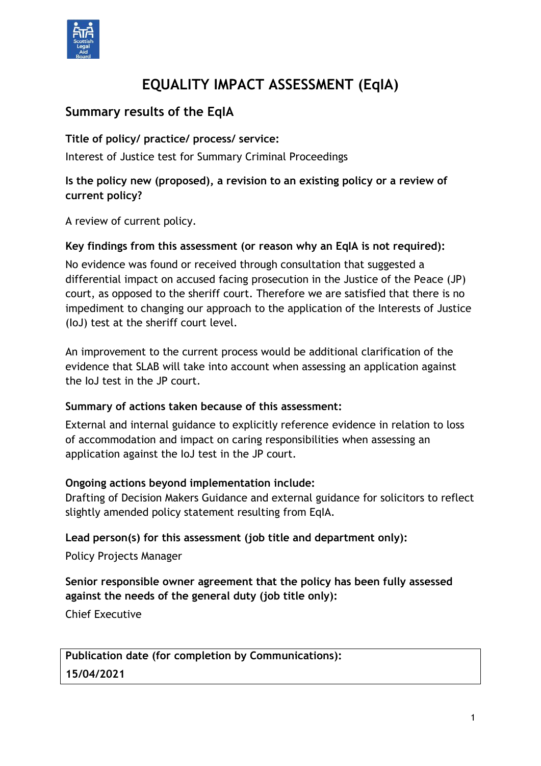# EQUALITY IMPACT ASSESSMENT (EqIA)

## Summary results of the EqIA

**Title of policy/ practice/ process/ service:**

Interest of Justice test for Summary Criminal Proceedings

**Is the policy new (proposed), a revision to an existing policy or a review of current policy?**

A review of current policy.

**Key findings from this assessment (or reason why an EqIA is not required):**

No evidence was found or received through consultation that suggested a differential impact on accused facing prosecution in the Justice of the Peace (JP) court, as opposed to the sheriff court. Therefore we are satisfied that there is no impediment to changing our approach to the application of the Interests of Justice (IoJ) test at the sheriff court level.

An improvement to the current process would be additional clarification of the evidence that SLAB will take into account when assessing an application against the IoJ test in the JP court.

**Summary of actions taken because of this assessment:**

External and internal guidance to explicitly reference evidence in relation to loss of accommodation and impact on caring responsibilities when assessing an application against the IoJ test in the JP court.

**Ongoing actions beyond implementation include:**

Drafting of Decision Makers Guidance and external guidance for solicitors to reflect slightly amended policy statement resulting from EqIA.

**Lead person(s) for this assessment (job title and department only):**

Policy Projects Manager

**Senior responsible owner agreement that the policy has been fully assessed against the needs of the general duty (job title only):**

Chief Executive

| Publication date (for completion by Communications): |
| --- |
| 15/04/2021 |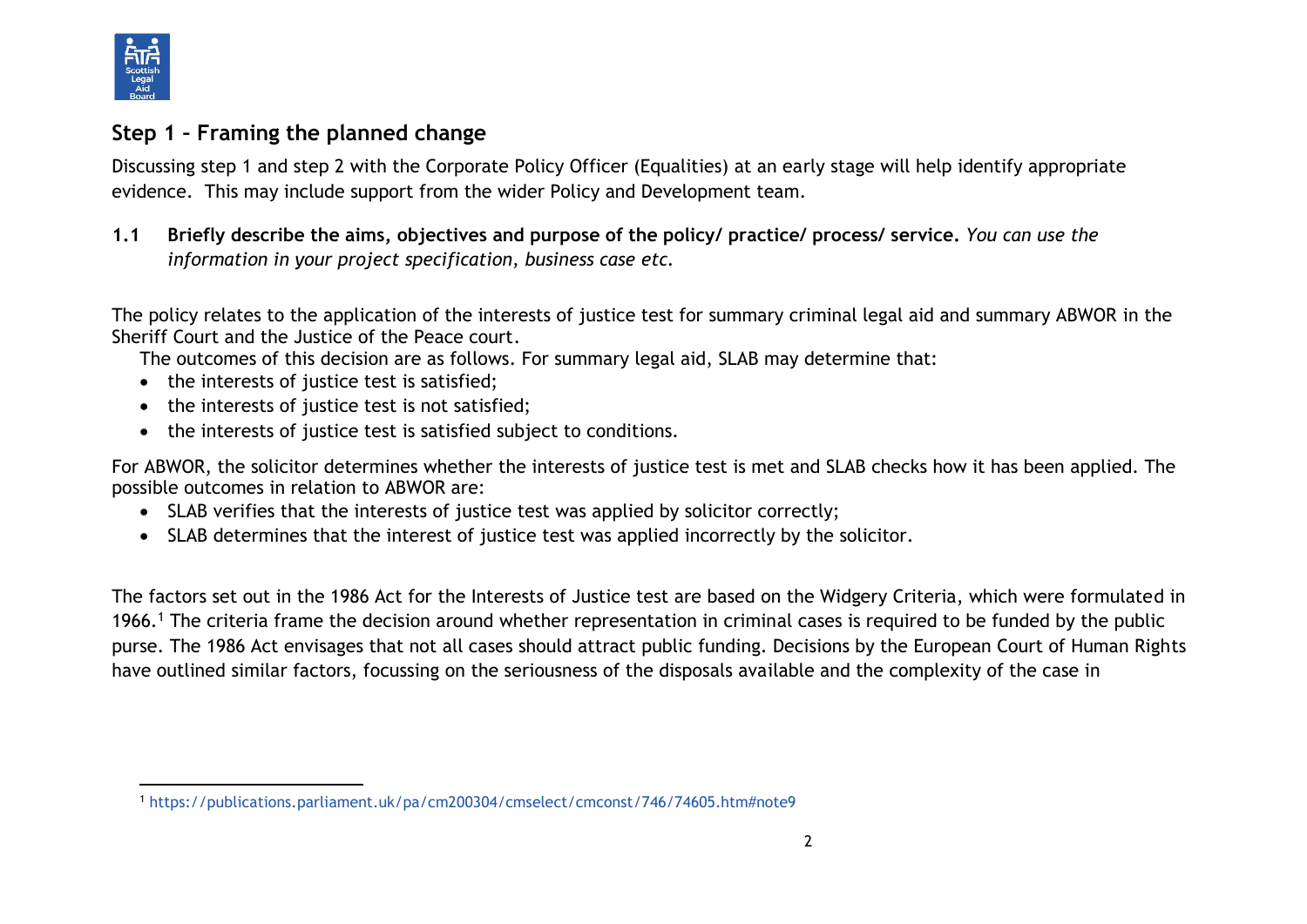## Step 1 – Framing the planned change

Discussing step 1 and step 2 with the Corporate Policy Officer (Equalities) at an early stage will help identify appropriate evidence. This may include support from the wider Policy and Development team.

**1.1 Briefly describe the aims, objectives and purpose of the policy/ practice/ process/ service.** *You can use the information in your project specification, business case etc.*

The policy relates to the application of the interests of justice test for summary criminal legal aid and summary ABWOR in the Sheriff Court and the Justice of the Peace court.

The outcomes of this decision are as follows. For summary legal aid, SLAB may determine that:

- the interests of justice test is satisfied;
- the interests of justice test is not satisfied;
- the interests of justice test is satisfied subject to conditions.

For ABWOR, the solicitor determines whether the interests of justice test is met and SLAB checks how it has been applied. The possible outcomes in relation to ABWOR are:

- SLAB verifies that the interests of justice test was applied by solicitor correctly;
- SLAB determines that the interest of justice test was applied incorrectly by the solicitor.

The factors set out in the 1986 Act for the Interests of Justice test are based on the Widgery Criteria, which were formulated in 1966.[1] The criteria frame the decision around whether representation in criminal cases is required to be funded by the public purse. The 1986 Act envisages that not all cases should attract public funding. Decisions by the European Court of Human Rights have outlined similar factors, focussing on the seriousness of the disposals available and the complexity of the case in

---

[1] https://publications.parliament.uk/pa/cm200304/cmselect/cmconst/746/74605.htm#note9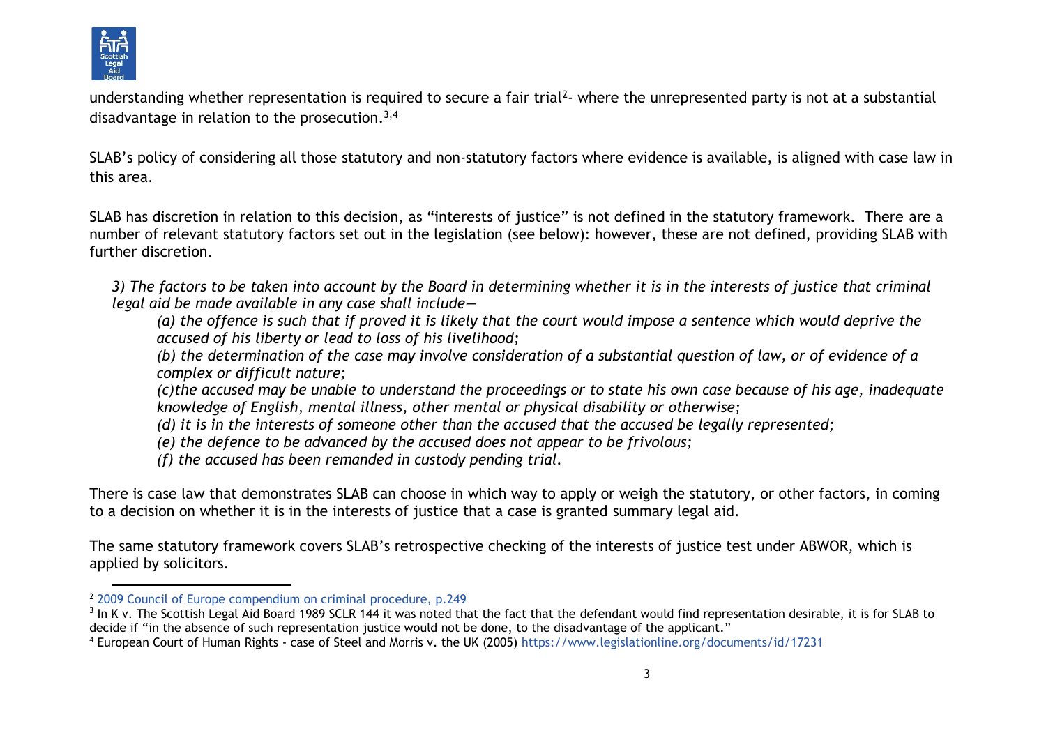understanding whether representation is required to secure a fair trial[2]- where the unrepresented party is not at a substantial disadvantage in relation to the prosecution.[3,4]

SLAB's policy of considering all those statutory and non-statutory factors where evidence is available, is aligned with case law in this area.

SLAB has discretion in relation to this decision, as "interests of justice" is not defined in the statutory framework. There are a number of relevant statutory factors set out in the legislation (see below): however, these are not defined, providing SLAB with further discretion.

> *3) The factors to be taken into account by the Board in determining whether it is in the interests of justice that criminal legal aid be made available in any case shall include—*
>
> *(a) the offence is such that if proved it is likely that the court would impose a sentence which would deprive the accused of his liberty or lead to loss of his livelihood;*
>
> *(b) the determination of the case may involve consideration of a substantial question of law, or of evidence of a complex or difficult nature;*
>
> *(c)the accused may be unable to understand the proceedings or to state his own case because of his age, inadequate knowledge of English, mental illness, other mental or physical disability or otherwise;*
>
> *(d) it is in the interests of someone other than the accused that the accused be legally represented;*
>
> *(e) the defence to be advanced by the accused does not appear to be frivolous;*
>
> *(f) the accused has been remanded in custody pending trial.*

There is case law that demonstrates SLAB can choose in which way to apply or weigh the statutory, or other factors, in coming to a decision on whether it is in the interests of justice that a case is granted summary legal aid.

The same statutory framework covers SLAB's retrospective checking of the interests of justice test under ABWOR, which is applied by solicitors.

---

[2] 2009 Council of Europe compendium on criminal procedure, p.249

[3] In K v. The Scottish Legal Aid Board 1989 SCLR 144 it was noted that the fact that the defendant would find representation desirable, it is for SLAB to decide if "in the absence of such representation justice would not be done, to the disadvantage of the applicant."

[4] European Court of Human Rights - case of Steel and Morris v. the UK (2005) https://www.legislationline.org/documents/id/17231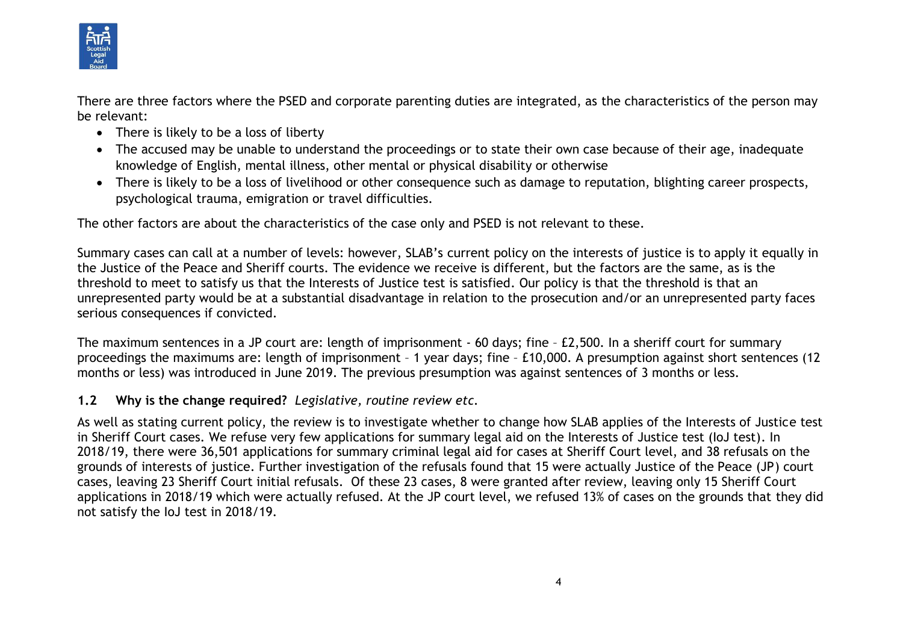There are three factors where the PSED and corporate parenting duties are integrated, as the characteristics of the person may be relevant:

- There is likely to be a loss of liberty
- The accused may be unable to understand the proceedings or to state their own case because of their age, inadequate knowledge of English, mental illness, other mental or physical disability or otherwise
- There is likely to be a loss of livelihood or other consequence such as damage to reputation, blighting career prospects, psychological trauma, emigration or travel difficulties.

The other factors are about the characteristics of the case only and PSED is not relevant to these.

Summary cases can call at a number of levels: however, SLAB's current policy on the interests of justice is to apply it equally in the Justice of the Peace and Sheriff courts. The evidence we receive is different, but the factors are the same, as is the threshold to meet to satisfy us that the Interests of Justice test is satisfied. Our policy is that the threshold is that an unrepresented party would be at a substantial disadvantage in relation to the prosecution and/or an unrepresented party faces serious consequences if convicted.

The maximum sentences in a JP court are: length of imprisonment - 60 days; fine – £2,500. In a sheriff court for summary proceedings the maximums are: length of imprisonment – 1 year days; fine – £10,000. A presumption against short sentences (12 months or less) was introduced in June 2019. The previous presumption was against sentences of 3 months or less.

### 1.2 Why is the change required? *Legislative, routine review etc.*

As well as stating current policy, the review is to investigate whether to change how SLAB applies of the Interests of Justice test in Sheriff Court cases. We refuse very few applications for summary legal aid on the Interests of Justice test (IoJ test). In 2018/19, there were 36,501 applications for summary criminal legal aid for cases at Sheriff Court level, and 38 refusals on the grounds of interests of justice. Further investigation of the refusals found that 15 were actually Justice of the Peace (JP) court cases, leaving 23 Sheriff Court initial refusals. Of these 23 cases, 8 were granted after review, leaving only 15 Sheriff Court applications in 2018/19 which were actually refused. At the JP court level, we refused 13% of cases on the grounds that they did not satisfy the IoJ test in 2018/19.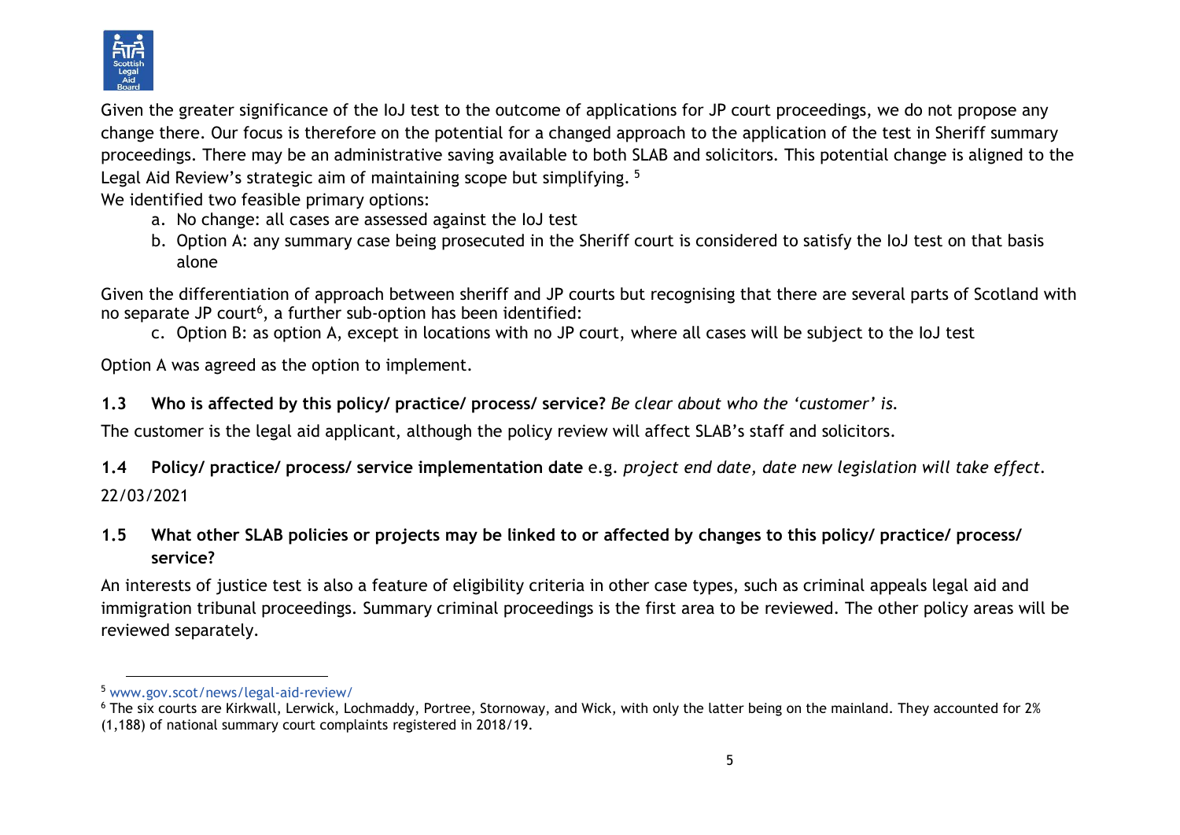Given the greater significance of the IoJ test to the outcome of applications for JP court proceedings, we do not propose any change there. Our focus is therefore on the potential for a changed approach to the application of the test in Sheriff summary proceedings. There may be an administrative saving available to both SLAB and solicitors. This potential change is aligned to the Legal Aid Review's strategic aim of maintaining scope but simplifying. [5]

We identified two feasible primary options:

a. No change: all cases are assessed against the IoJ test
b. Option A: any summary case being prosecuted in the Sheriff court is considered to satisfy the IoJ test on that basis alone

Given the differentiation of approach between sheriff and JP courts but recognising that there are several parts of Scotland with no separate JP court[6], a further sub-option has been identified:

c. Option B: as option A, except in locations with no JP court, where all cases will be subject to the IoJ test

Option A was agreed as the option to implement.

**1.3 Who is affected by this policy/ practice/ process/ service?** *Be clear about who the 'customer' is.*

The customer is the legal aid applicant, although the policy review will affect SLAB's staff and solicitors.

**1.4 Policy/ practice/ process/ service implementation date** e.g. *project end date, date new legislation will take effect.*

22/03/2021

**1.5 What other SLAB policies or projects may be linked to or affected by changes to this policy/ practice/ process/ service?**

An interests of justice test is also a feature of eligibility criteria in other case types, such as criminal appeals legal aid and immigration tribunal proceedings. Summary criminal proceedings is the first area to be reviewed. The other policy areas will be reviewed separately.

---

[5] www.gov.scot/news/legal-aid-review/

[6] The six courts are Kirkwall, Lerwick, Lochmaddy, Portree, Stornoway, and Wick, with only the latter being on the mainland. They accounted for 2% (1,188) of national summary court complaints registered in 2018/19.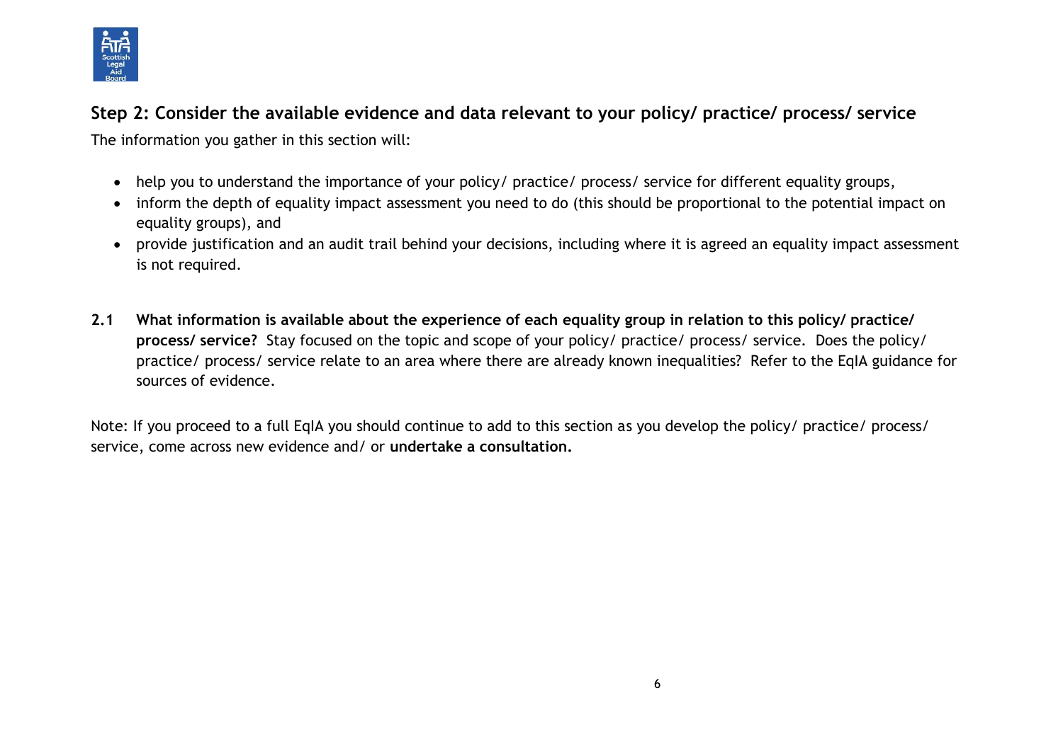## Step 2: Consider the available evidence and data relevant to your policy/ practice/ process/ service

The information you gather in this section will:

- help you to understand the importance of your policy/ practice/ process/ service for different equality groups,
- inform the depth of equality impact assessment you need to do (this should be proportional to the potential impact on equality groups), and
- provide justification and an audit trail behind your decisions, including where it is agreed an equality impact assessment is not required.

**2.1 What information is available about the experience of each equality group in relation to this policy/ practice/ process/ service?** Stay focused on the topic and scope of your policy/ practice/ process/ service. Does the policy/ practice/ process/ service relate to an area where there are already known inequalities? Refer to the EqIA guidance for sources of evidence.

Note: If you proceed to a full EqIA you should continue to add to this section as you develop the policy/ practice/ process/ service, come across new evidence and/ or **undertake a consultation.**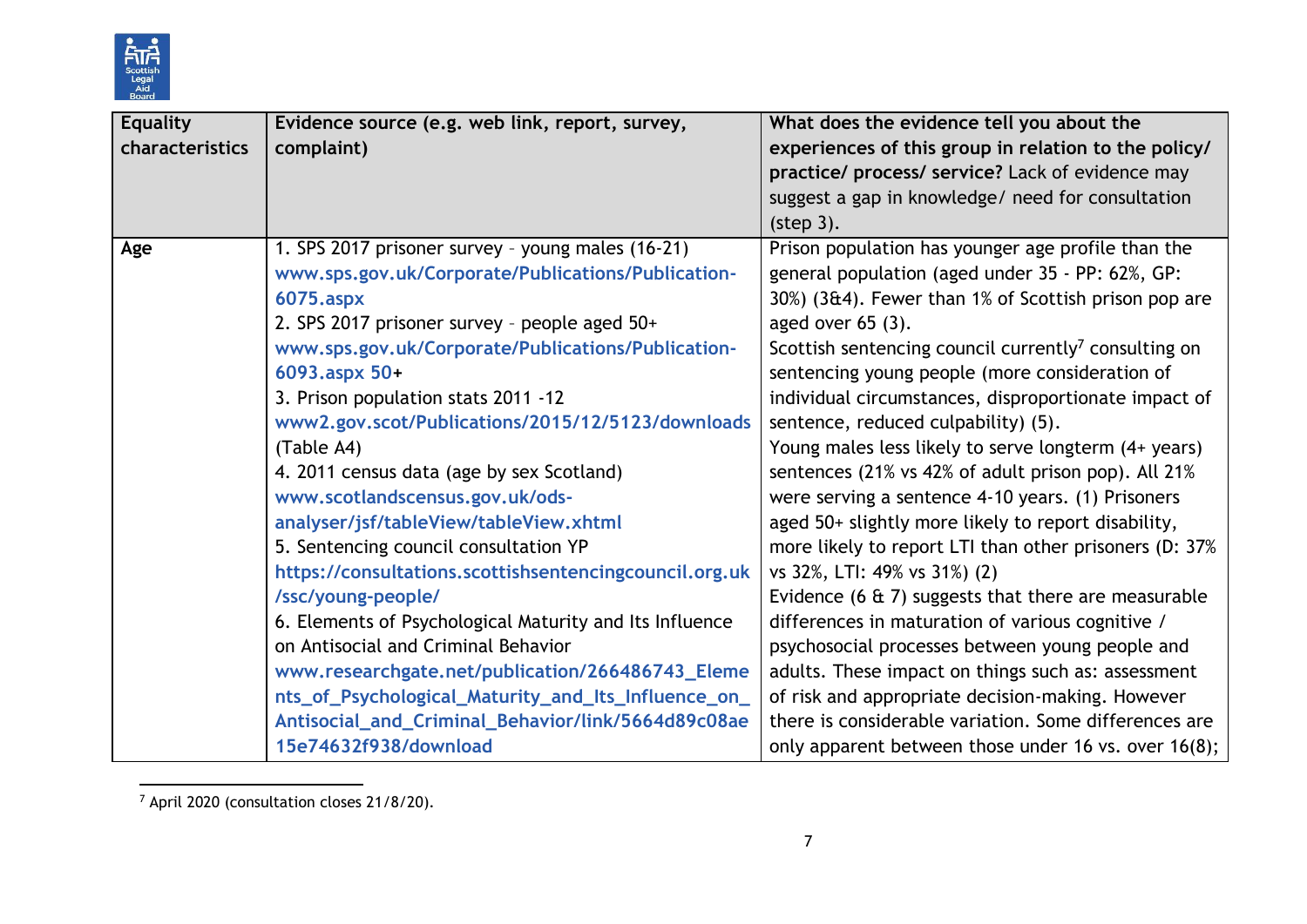| Equality characteristics | Evidence source (e.g. web link, report, survey, complaint) | What does the evidence tell you about the experiences of this group in relation to the policy/ practice/ process/ service? Lack of evidence may suggest a gap in knowledge/ need for consultation (step 3). |
|---|---|---|
| **Age** | 1. SPS 2017 prisoner survey – young males (16-21) www.sps.gov.uk/Corporate/Publications/Publication-6075.aspx<br>2. SPS 2017 prisoner survey – people aged 50+ www.sps.gov.uk/Corporate/Publications/Publication-6093.aspx 50+<br>3. Prison population stats 2011 -12 www2.gov.scot/Publications/2015/12/5123/downloads (Table A4)<br>4. 2011 census data (age by sex Scotland) www.scotlandscensus.gov.uk/ods-analyser/jsf/tableView/tableView.xhtml<br>5. Sentencing council consultation YP https://consultations.scottishsentencingcouncil.org.uk/ssc/young-people/<br>6. Elements of Psychological Maturity and Its Influence on Antisocial and Criminal Behavior www.researchgate.net/publication/266486743_Elements_of_Psychological_Maturity_and_Its_Influence_on_Antisocial_and_Criminal_Behavior/link/5664d89c08ae15e74632f938/download | Prison population has younger age profile than the general population (aged under 35 - PP: 62%, GP: 30%) (3&4). Fewer than 1% of Scottish prison pop are aged over 65 (3).<br>Scottish sentencing council currently[7] consulting on sentencing young people (more consideration of individual circumstances, disproportionate impact of sentence, reduced culpability) (5).<br>Young males less likely to serve longterm (4+ years) sentences (21% vs 42% of adult prison pop). All 21% were serving a sentence 4-10 years. (1) Prisoners aged 50+ slightly more likely to report disability, more likely to report LTI than other prisoners (D: 37% vs 32%, LTI: 49% vs 31%) (2)<br>Evidence (6 & 7) suggests that there are measurable differences in maturation of various cognitive / psychosocial processes between young people and adults. These impact on things such as: assessment of risk and appropriate decision-making. However there is considerable variation. Some differences are only apparent between those under 16 vs. over 16(8); |

[7] April 2020 (consultation closes 21/8/20).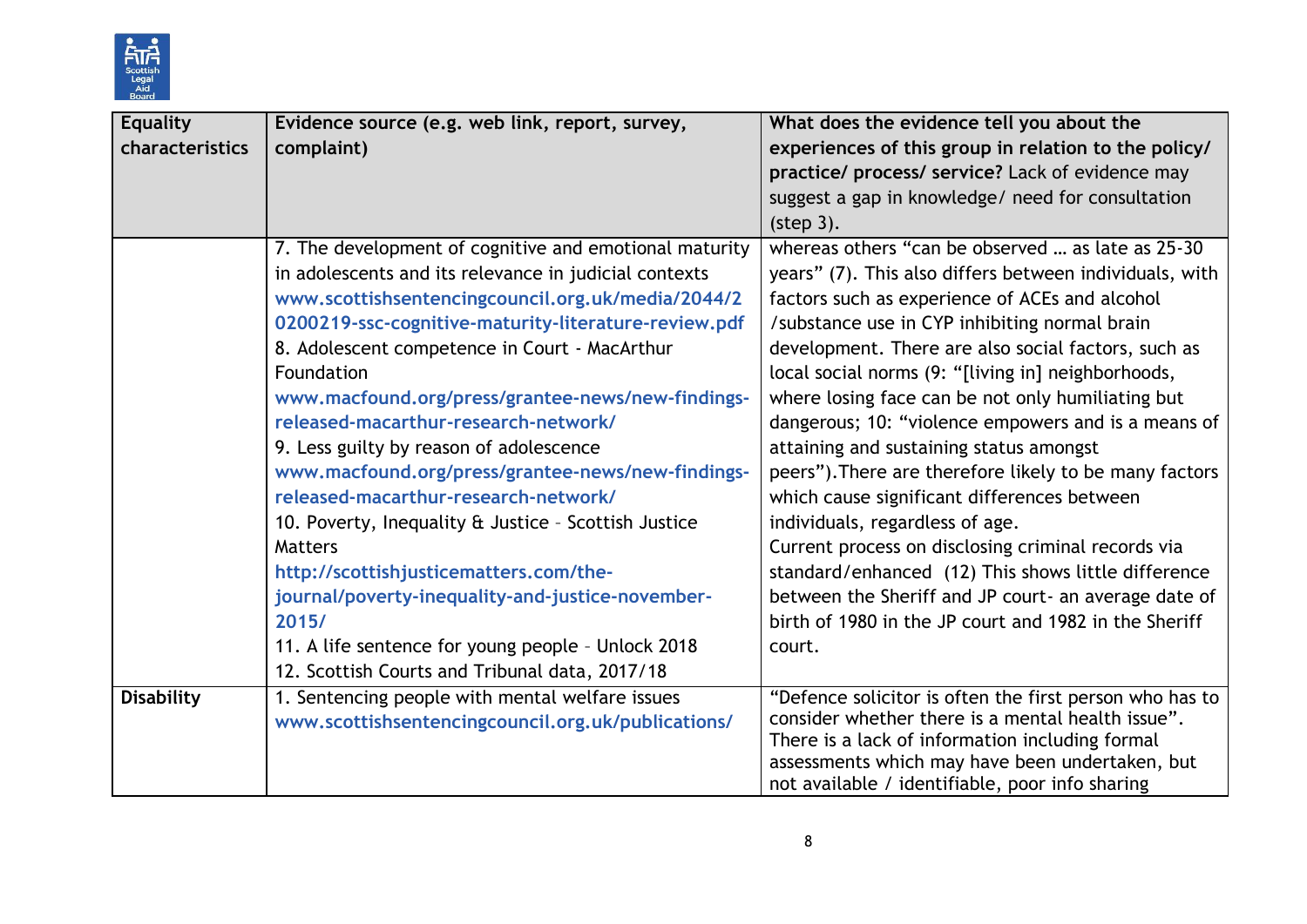| Equality characteristics | Evidence source (e.g. web link, report, survey, complaint) | **What does the evidence tell you about the experiences of this group in relation to the policy/ practice/ process/ service?** Lack of evidence may suggest a gap in knowledge/ need for consultation (step 3). |
|---|---|---|
| | 7. The development of cognitive and emotional maturity in adolescents and its relevance in judicial contexts www.scottishsentencingcouncil.org.uk/media/2044/20200219-ssc-cognitive-maturity-literature-review.pdf<br>8. Adolescent competence in Court - MacArthur Foundation www.macfound.org/press/grantee-news/new-findings-released-macarthur-research-network/<br>9. Less guilty by reason of adolescence www.macfound.org/press/grantee-news/new-findings-released-macarthur-research-network/<br>10. Poverty, Inequality & Justice – Scottish Justice Matters http://scottishjusticematters.com/the-journal/poverty-inequality-and-justice-november-2015/<br>11. A life sentence for young people – Unlock 2018<br>12. Scottish Courts and Tribunal data, 2017/18 | whereas others "can be observed … as late as 25-30 years" (7). This also differs between individuals, with factors such as experience of ACEs and alcohol /substance use in CYP inhibiting normal brain development. There are also social factors, such as local social norms (9: "[living in] neighborhoods, where losing face can be not only humiliating but dangerous; 10: "violence empowers and is a means of attaining and sustaining status amongst peers"). There are therefore likely to be many factors which cause significant differences between individuals, regardless of age.<br>Current process on disclosing criminal records via standard/enhanced (12) This shows little difference between the Sheriff and JP court- an average date of birth of 1980 in the JP court and 1982 in the Sheriff court. |
| **Disability** | 1. Sentencing people with mental welfare issues www.scottishsentencingcouncil.org.uk/publications/ | "Defence solicitor is often the first person who has to consider whether there is a mental health issue". There is a lack of information including formal assessments which may have been undertaken, but not available / identifiable, poor info sharing |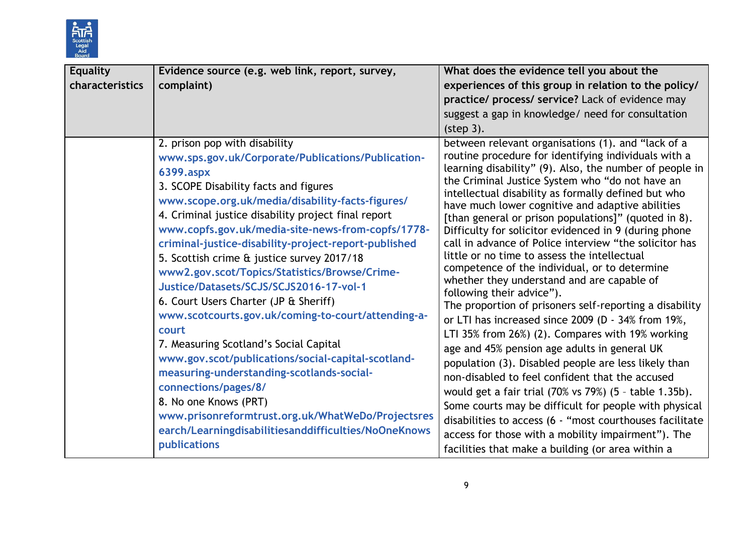| Equality characteristics | Evidence source (e.g. web link, report, survey, complaint) | What does the evidence tell you about the experiences of this group in relation to the policy/ practice/ process/ service? Lack of evidence may suggest a gap in knowledge/ need for consultation (step 3). |
|---|---|---|
| | 2. prison pop with disability www.sps.gov.uk/Corporate/Publications/Publication-6399.aspx<br>3. SCOPE Disability facts and figures www.scope.org.uk/media/disability-facts-figures/<br>4. Criminal justice disability project final report www.copfs.gov.uk/media-site-news-from-copfs/1778-criminal-justice-disability-project-report-published<br>5. Scottish crime & justice survey 2017/18 www2.gov.scot/Topics/Statistics/Browse/Crime-Justice/Datasets/SCJS/SCJS2016-17-vol-1<br>6. Court Users Charter (JP & Sheriff) www.scotcourts.gov.uk/coming-to-court/attending-a-court<br>7. Measuring Scotland's Social Capital www.gov.scot/publications/social-capital-scotland-measuring-understanding-scotlands-social-connections/pages/8/<br>8. No one Knows (PRT) www.prisonreformtrust.org.uk/WhatWeDo/Projectsresearch/Learningdisabilitiesanddifficulties/NoOneKnowspublications | between relevant organisations (1). and "lack of a routine procedure for identifying individuals with a learning disability" (9). Also, the number of people in the Criminal Justice System who "do not have an intellectual disability as formally defined but who have much lower cognitive and adaptive abilities [than general or prison populations]" (quoted in 8). Difficulty for solicitor evidenced in 9 (during phone call in advance of Police interview "the solicitor has little or no time to assess the intellectual competence of the individual, or to determine whether they understand and are capable of following their advice").<br>The proportion of prisoners self-reporting a disability or LTI has increased since 2009 (D - 34% from 19%, LTI 35% from 26%) (2). Compares with 19% working age and 45% pension age adults in general UK population (3). Disabled people are less likely than non-disabled to feel confident that the accused would get a fair trial (70% vs 79%) (5 – table 1.35b). Some courts may be difficult for people with physical disabilities to access (6 - "most courthouses facilitate access for those with a mobility impairment"). The facilities that make a building (or area within a |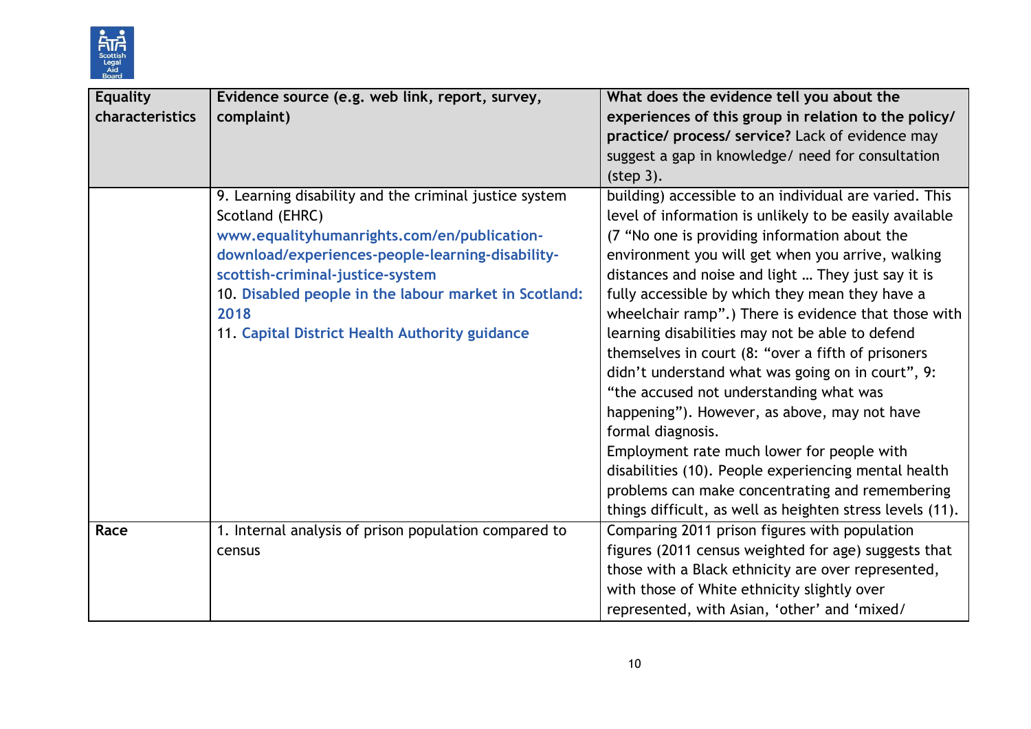| Equality characteristics | Evidence source (e.g. web link, report, survey, complaint) | What does the evidence tell you about the experiences of this group in relation to the policy/ practice/ process/ service? Lack of evidence may suggest a gap in knowledge/ need for consultation (step 3). |
|---|---|---|
| | 9. Learning disability and the criminal justice system Scotland (EHRC) www.equalityhumanrights.com/en/publication-download/experiences-people-learning-disability-scottish-criminal-justice-system<br>10. Disabled people in the labour market in Scotland: 2018<br>11. Capital District Health Authority guidance | building) accessible to an individual are varied. This level of information is unlikely to be easily available (7 "No one is providing information about the environment you will get when you arrive, walking distances and noise and light … They just say it is fully accessible by which they mean they have a wheelchair ramp".) There is evidence that those with learning disabilities may not be able to defend themselves in court (8: "over a fifth of prisoners didn't understand what was going on in court", 9: "the accused not understanding what was happening"). However, as above, may not have formal diagnosis.<br>Employment rate much lower for people with disabilities (10). People experiencing mental health problems can make concentrating and remembering things difficult, as well as heighten stress levels (11). |
| **Race** | 1. Internal analysis of prison population compared to census | Comparing 2011 prison figures with population figures (2011 census weighted for age) suggests that those with a Black ethnicity are over represented, with those of White ethnicity slightly over represented, with Asian, 'other' and 'mixed/ |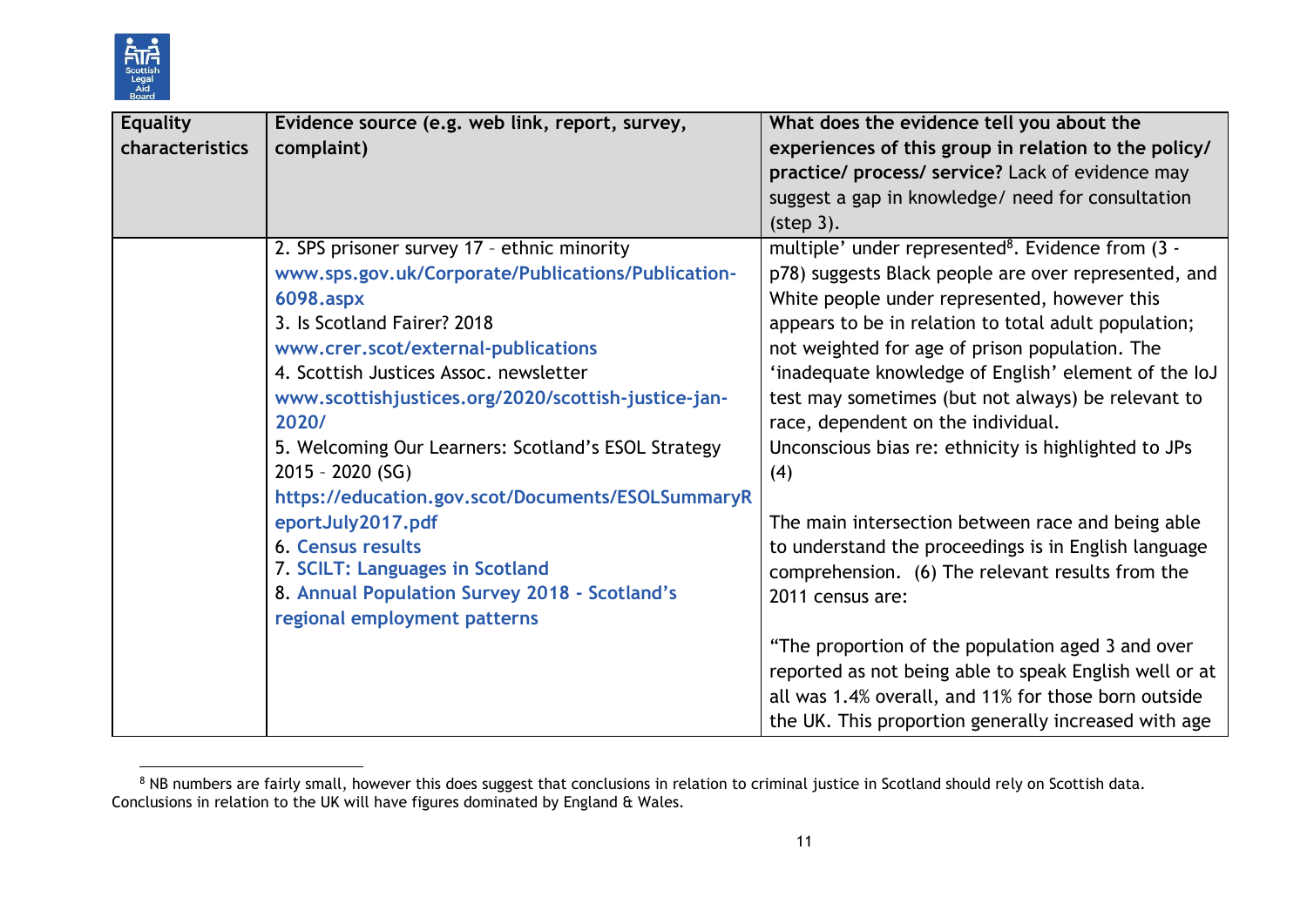| Equality characteristics | Evidence source (e.g. web link, report, survey, complaint) | **What does the evidence tell you about the experiences of this group in relation to the policy/ practice/ process/ service?** Lack of evidence may suggest a gap in knowledge/ need for consultation (step 3). |
|---|---|---|
| | 2. SPS prisoner survey 17 – ethnic minority www.sps.gov.uk/Corporate/Publications/Publication-6098.aspx<br>3. Is Scotland Fairer? 2018 www.crer.scot/external-publications<br>4. Scottish Justices Assoc. newsletter www.scottishjustices.org/2020/scottish-justice-jan-2020/<br>5. Welcoming Our Learners: Scotland's ESOL Strategy 2015 – 2020 (SG) https://education.gov.scot/Documents/ESOLSummaryReportJuly2017.pdf<br>6. Census results<br>7. SCILT: Languages in Scotland<br>8. Annual Population Survey 2018 - Scotland's regional employment patterns | multiple' under represented[8]. Evidence from (3 - p78) suggests Black people are over represented, and White people under represented, however this appears to be in relation to total adult population; not weighted for age of prison population. The 'inadequate knowledge of English' element of the IoJ test may sometimes (but not always) be relevant to race, dependent on the individual.<br>Unconscious bias re: ethnicity is highlighted to JPs (4)<br><br>The main intersection between race and being able to understand the proceedings is in English language comprehension. (6) The relevant results from the 2011 census are:<br><br>"The proportion of the population aged 3 and over reported as not being able to speak English well or at all was 1.4% overall, and 11% for those born outside the UK. This proportion generally increased with age |

[8] NB numbers are fairly small, however this does suggest that conclusions in relation to criminal justice in Scotland should rely on Scottish data. Conclusions in relation to the UK will have figures dominated by England & Wales.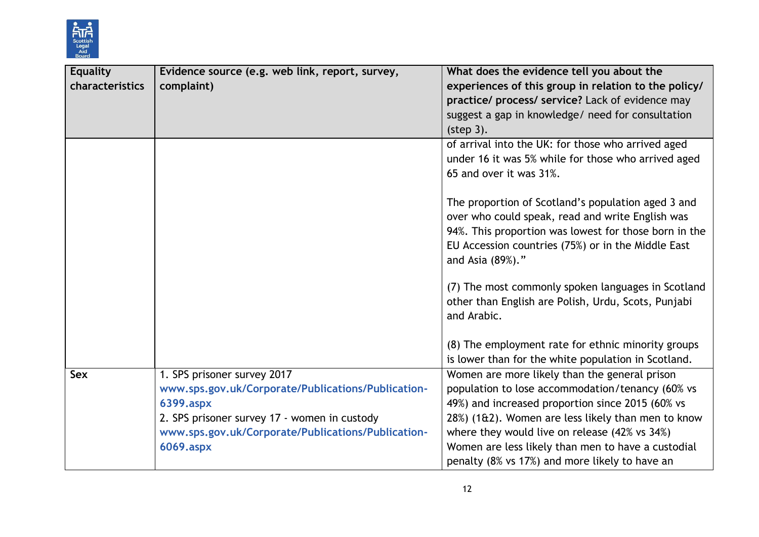| Equality characteristics | Evidence source (e.g. web link, report, survey, complaint) | What does the evidence tell you about the experiences of this group in relation to the policy/ practice/ process/ service? Lack of evidence may suggest a gap in knowledge/ need for consultation (step 3). |
|---|---|---|
| | | of arrival into the UK: for those who arrived aged under 16 it was 5% while for those who arrived aged 65 and over it was 31%.<br><br>The proportion of Scotland's population aged 3 and over who could speak, read and write English was 94%. This proportion was lowest for those born in the EU Accession countries (75%) or in the Middle East and Asia (89%)."<br><br>(7) The most commonly spoken languages in Scotland other than English are Polish, Urdu, Scots, Punjabi and Arabic.<br><br>(8) The employment rate for ethnic minority groups is lower than for the white population in Scotland. |
| **Sex** | 1. SPS prisoner survey 2017<br>**www.sps.gov.uk/Corporate/Publications/Publication-6399.aspx**<br>2. SPS prisoner survey 17 - women in custody<br>**www.sps.gov.uk/Corporate/Publications/Publication-6069.aspx** | Women are more likely than the general prison population to lose accommodation/tenancy (60% vs 49%) and increased proportion since 2015 (60% vs 28%) (1&2). Women are less likely than men to know where they would live on release (42% vs 34%)<br>Women are less likely than men to have a custodial penalty (8% vs 17%) and more likely to have an |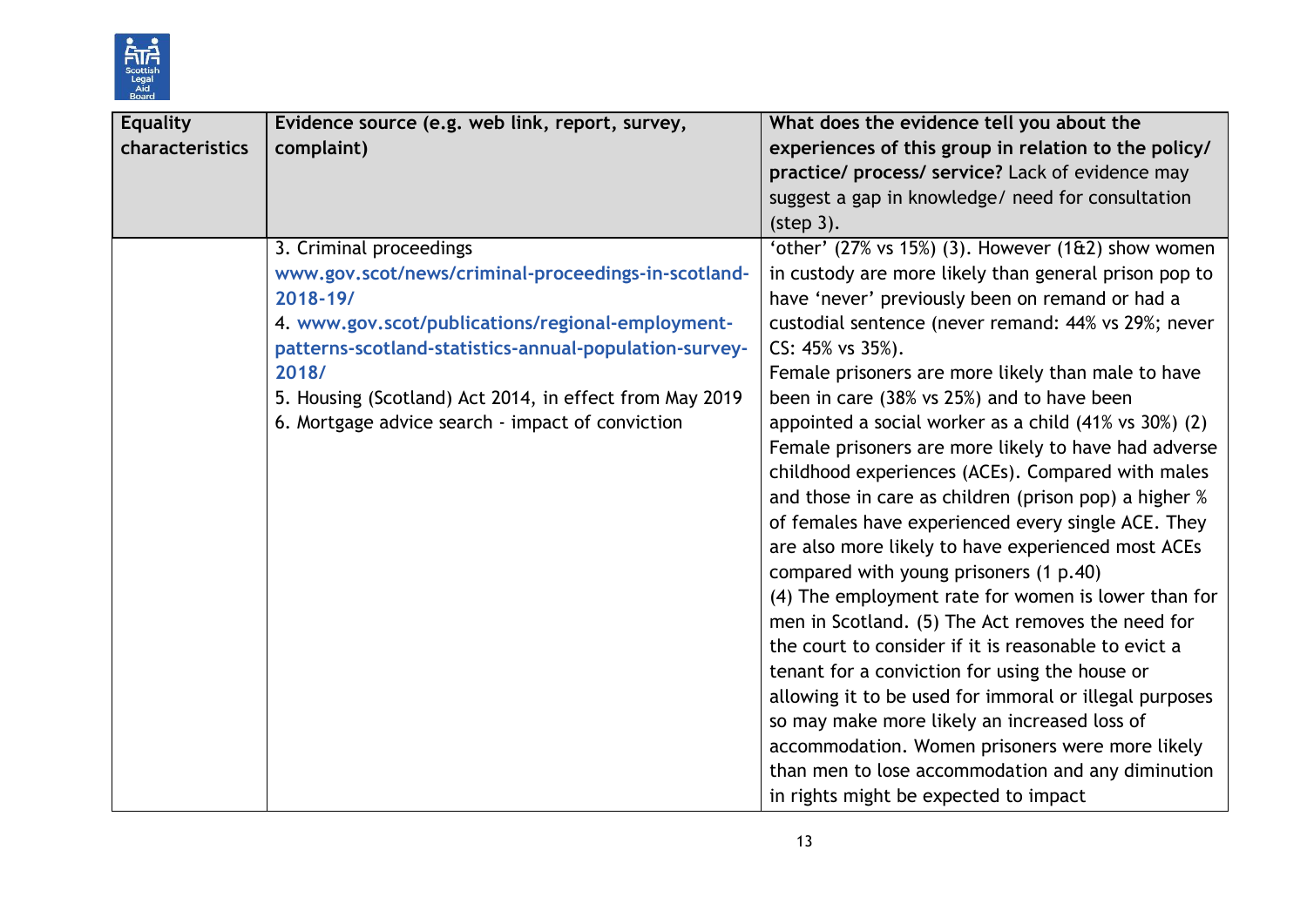| Equality characteristics | Evidence source (e.g. web link, report, survey, complaint) | What does the evidence tell you about the experiences of this group in relation to the policy/ practice/ process/ service? Lack of evidence may suggest a gap in knowledge/ need for consultation (step 3). |
|---|---|---|
| | 3. Criminal proceedings www.gov.scot/news/criminal-proceedings-in-scotland-2018-19/ 4. www.gov.scot/publications/regional-employment-patterns-scotland-statistics-annual-population-survey-2018/ 5. Housing (Scotland) Act 2014, in effect from May 2019 6. Mortgage advice search - impact of conviction | 'other' (27% vs 15%) (3). However (1&2) show women in custody are more likely than general prison pop to have 'never' previously been on remand or had a custodial sentence (never remand: 44% vs 29%; never CS: 45% vs 35%). Female prisoners are more likely than male to have been in care (38% vs 25%) and to have been appointed a social worker as a child (41% vs 30%) (2) Female prisoners are more likely to have had adverse childhood experiences (ACEs). Compared with males and those in care as children (prison pop) a higher % of females have experienced every single ACE. They are also more likely to have experienced most ACEs compared with young prisoners (1 p.40) (4) The employment rate for women is lower than for men in Scotland. (5) The Act removes the need for the court to consider if it is reasonable to evict a tenant for a conviction for using the house or allowing it to be used for immoral or illegal purposes so may make more likely an increased loss of accommodation. Women prisoners were more likely than men to lose accommodation and any diminution in rights might be expected to impact |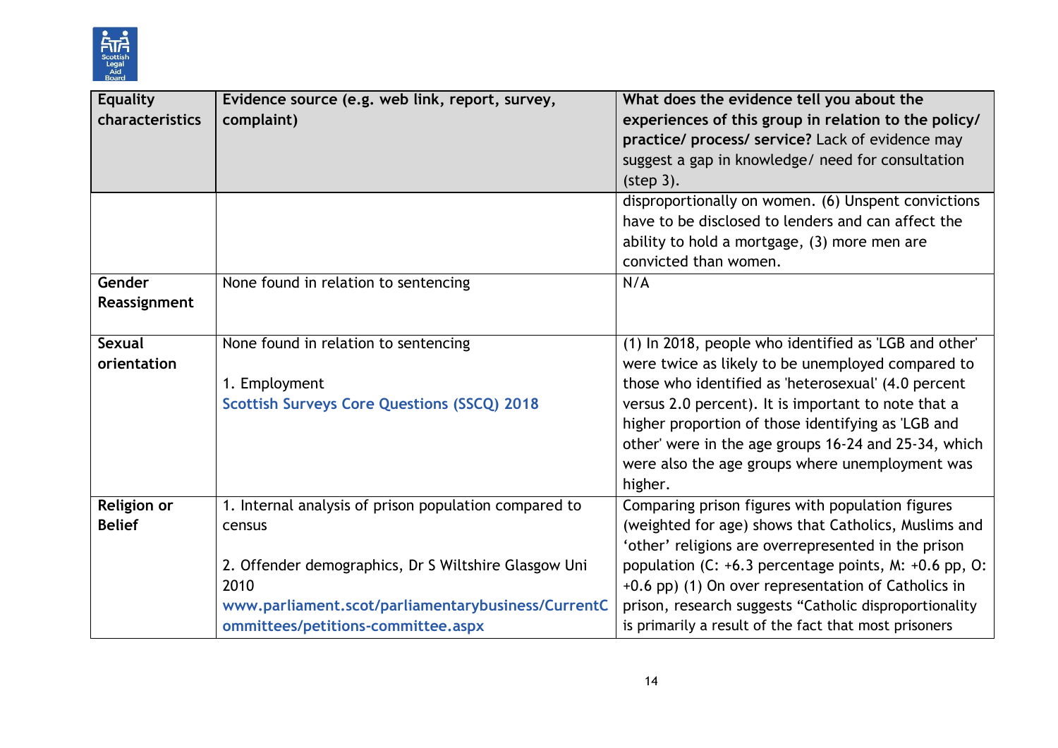| Equality characteristics | Evidence source (e.g. web link, report, survey, complaint) | What does the evidence tell you about the experiences of this group in relation to the policy/ practice/ process/ service? Lack of evidence may suggest a gap in knowledge/ need for consultation (step 3). |
|---|---|---|
| | | disproportionally on women. (6) Unspent convictions have to be disclosed to lenders and can affect the ability to hold a mortgage, (3) more men are convicted than women. |
| **Gender Reassignment** | None found in relation to sentencing | N/A |
| **Sexual orientation** | None found in relation to sentencing<br><br>1. Employment<br>Scottish Surveys Core Questions (SSCQ) 2018 | (1) In 2018, people who identified as 'LGB and other' were twice as likely to be unemployed compared to those who identified as 'heterosexual' (4.0 percent versus 2.0 percent). It is important to note that a higher proportion of those identifying as 'LGB and other' were in the age groups 16-24 and 25-34, which were also the age groups where unemployment was higher. |
| **Religion or Belief** | 1. Internal analysis of prison population compared to census<br><br>2. Offender demographics, Dr S Wiltshire Glasgow Uni 2010<br>www.parliament.scot/parliamentarybusiness/CurrentCommittees/petitions-committee.aspx | Comparing prison figures with population figures (weighted for age) shows that Catholics, Muslims and 'other' religions are overrepresented in the prison population (C: +6.3 percentage points, M: +0.6 pp, O: +0.6 pp) (1) On over representation of Catholics in prison, research suggests "Catholic disproportionality is primarily a result of the fact that most prisoners |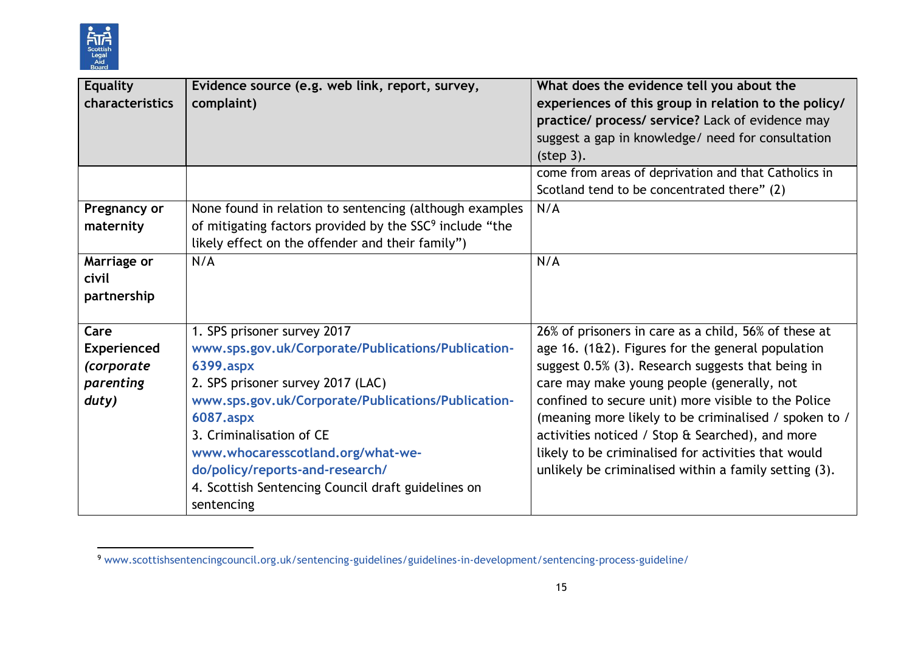| Equality characteristics | Evidence source (e.g. web link, report, survey, complaint) | What does the evidence tell you about the experiences of this group in relation to the policy/ practice/ process/ service? Lack of evidence may suggest a gap in knowledge/ need for consultation (step 3). |
|---|---|---|
| | | come from areas of deprivation and that Catholics in Scotland tend to be concentrated there" (2) |
| **Pregnancy or maternity** | None found in relation to sentencing (although examples of mitigating factors provided by the SSC[9] include "the likely effect on the offender and their family") | N/A |
| **Marriage or civil partnership** | N/A | N/A |
| **Care Experienced *(corporate parenting duty)*** | 1. SPS prisoner survey 2017 www.sps.gov.uk/Corporate/Publications/Publication-6399.aspx<br>2. SPS prisoner survey 2017 (LAC) www.sps.gov.uk/Corporate/Publications/Publication-6087.aspx<br>3. Criminalisation of CE www.whocaresscotland.org/what-we-do/policy/reports-and-research/<br>4. Scottish Sentencing Council draft guidelines on sentencing | 26% of prisoners in care as a child, 56% of these at age 16. (1&2). Figures for the general population suggest 0.5% (3). Research suggests that being in care may make young people (generally, not confined to secure unit) more visible to the Police (meaning more likely to be criminalised / spoken to / activities noticed / Stop & Searched), and more likely to be criminalised for activities that would unlikely be criminalised within a family setting (3). |

[9] www.scottishsentencingcouncil.org.uk/sentencing-guidelines/guidelines-in-development/sentencing-process-guideline/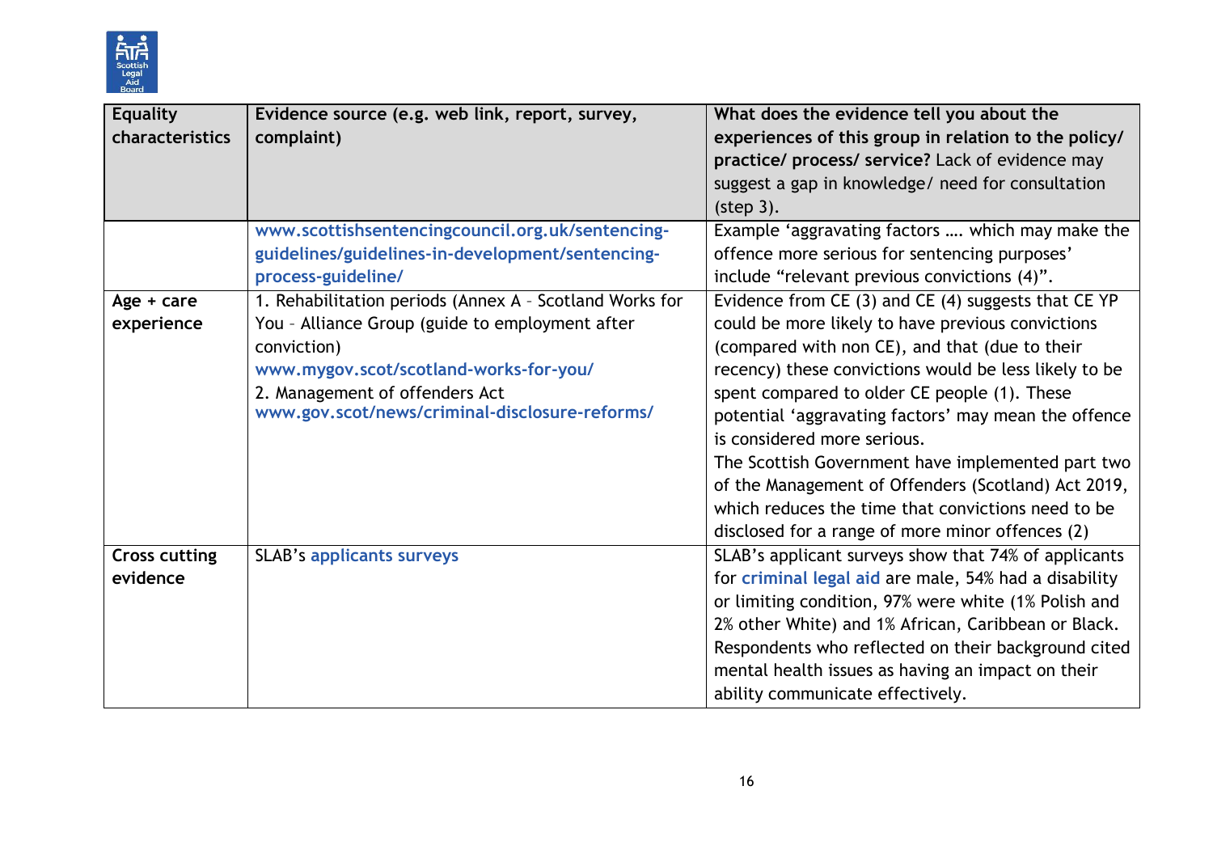| Equality characteristics | Evidence source (e.g. web link, report, survey, complaint) | What does the evidence tell you about the experiences of this group in relation to the policy/ practice/ process/ service? Lack of evidence may suggest a gap in knowledge/ need for consultation (step 3). |
|---|---|---|
| | www.scottishsentencingcouncil.org.uk/sentencing-guidelines/guidelines-in-development/sentencing-process-guideline/ | Example 'aggravating factors …. which may make the offence more serious for sentencing purposes' include "relevant previous convictions (4)". |
| **Age + care experience** | 1. Rehabilitation periods (Annex A - Scotland Works for You - Alliance Group (guide to employment after conviction) www.mygov.scot/scotland-works-for-you/ 2. Management of offenders Act www.gov.scot/news/criminal-disclosure-reforms/ | Evidence from CE (3) and CE (4) suggests that CE YP could be more likely to have previous convictions (compared with non CE), and that (due to their recency) these convictions would be less likely to be spent compared to older CE people (1). These potential 'aggravating factors' may mean the offence is considered more serious. The Scottish Government have implemented part two of the Management of Offenders (Scotland) Act 2019, which reduces the time that convictions need to be disclosed for a range of more minor offences (2) |
| **Cross cutting evidence** | SLAB's applicants surveys | SLAB's applicant surveys show that 74% of applicants for criminal legal aid are male, 54% had a disability or limiting condition, 97% were white (1% Polish and 2% other White) and 1% African, Caribbean or Black. Respondents who reflected on their background cited mental health issues as having an impact on their ability communicate effectively. |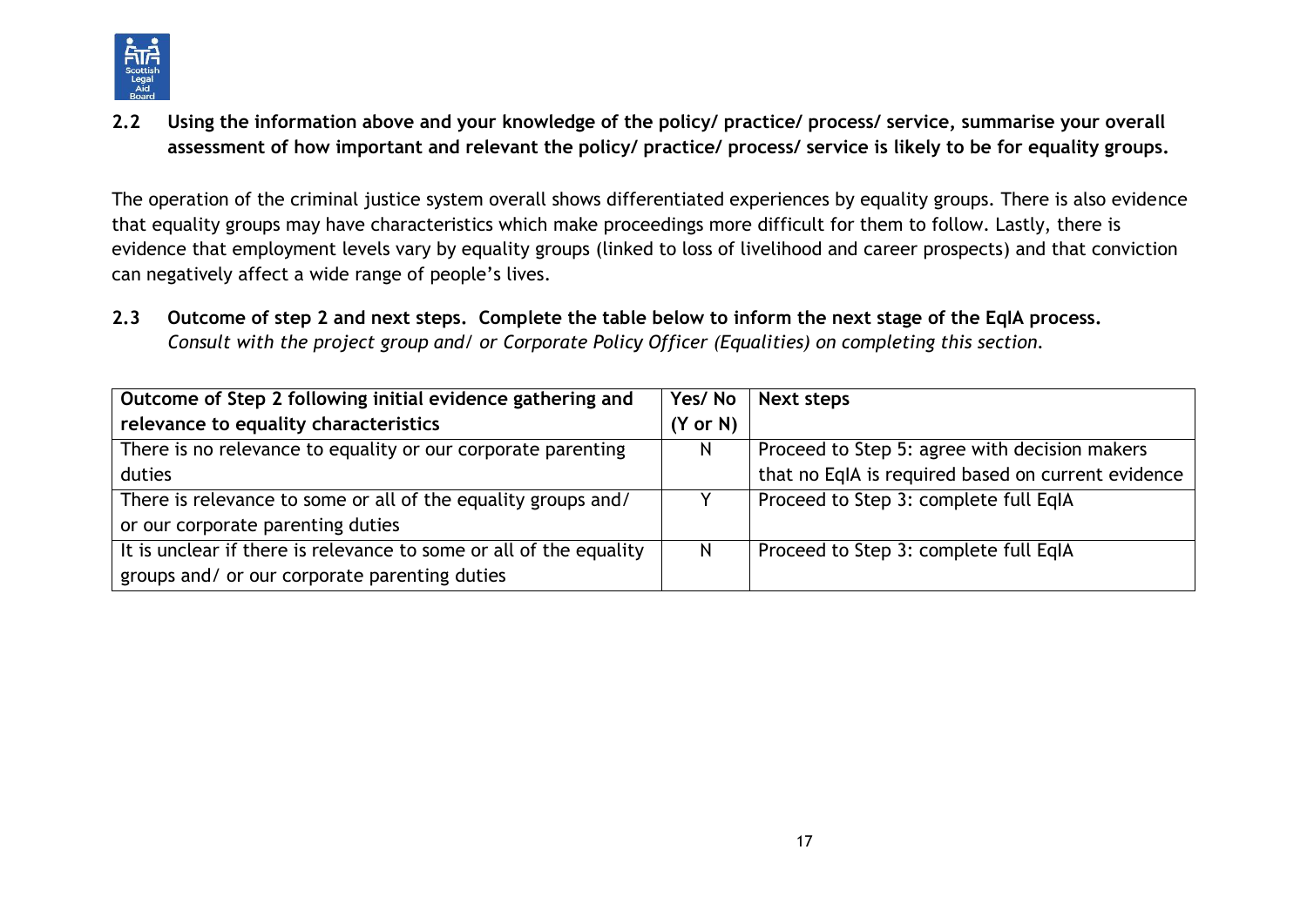**2.2 Using the information above and your knowledge of the policy/ practice/ process/ service, summarise your overall assessment of how important and relevant the policy/ practice/ process/ service is likely to be for equality groups.**

The operation of the criminal justice system overall shows differentiated experiences by equality groups. There is also evidence that equality groups may have characteristics which make proceedings more difficult for them to follow. Lastly, there is evidence that employment levels vary by equality groups (linked to loss of livelihood and career prospects) and that conviction can negatively affect a wide range of people's lives.

**2.3 Outcome of step 2 and next steps. Complete the table below to inform the next stage of the EqIA process.**
*Consult with the project group and/ or Corporate Policy Officer (Equalities) on completing this section.*

| Outcome of Step 2 following initial evidence gathering and relevance to equality characteristics | Yes/ No (Y or N) | Next steps |
|---|---|---|
| There is no relevance to equality or our corporate parenting duties | N | Proceed to Step 5: agree with decision makers that no EqIA is required based on current evidence |
| There is relevance to some or all of the equality groups and/ or our corporate parenting duties | Y | Proceed to Step 3: complete full EqIA |
| It is unclear if there is relevance to some or all of the equality groups and/ or our corporate parenting duties | N | Proceed to Step 3: complete full EqIA |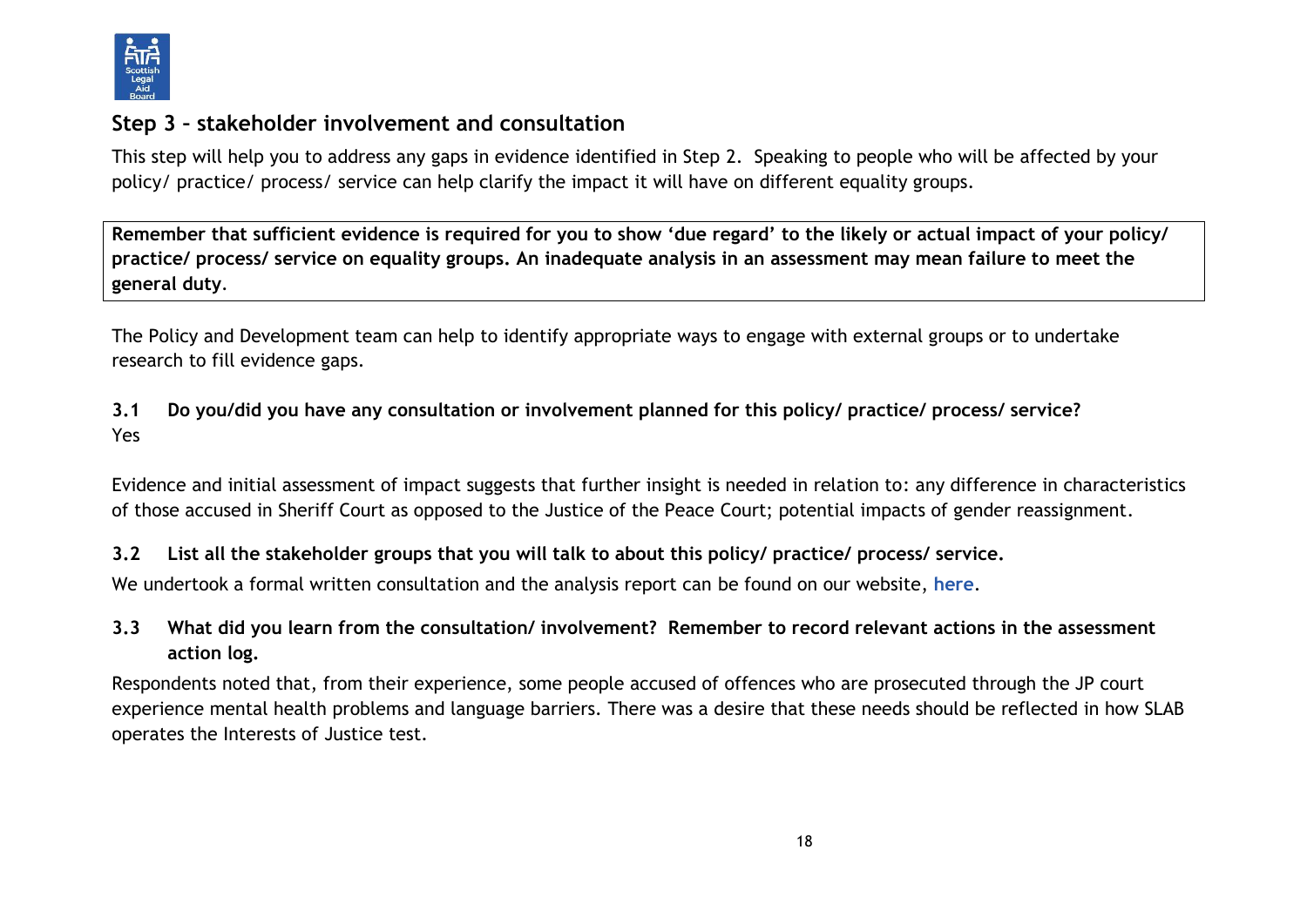## Step 3 – stakeholder involvement and consultation

This step will help you to address any gaps in evidence identified in Step 2. Speaking to people who will be affected by your policy/ practice/ process/ service can help clarify the impact it will have on different equality groups.

> **Remember that sufficient evidence is required for you to show 'due regard' to the likely or actual impact of your policy/ practice/ process/ service on equality groups. An inadequate analysis in an assessment may mean failure to meet the general duty.**

The Policy and Development team can help to identify appropriate ways to engage with external groups or to undertake research to fill evidence gaps.

**3.1 Do you/did you have any consultation or involvement planned for this policy/ practice/ process/ service?**

Yes

Evidence and initial assessment of impact suggests that further insight is needed in relation to: any difference in characteristics of those accused in Sheriff Court as opposed to the Justice of the Peace Court; potential impacts of gender reassignment.

**3.2 List all the stakeholder groups that you will talk to about this policy/ practice/ process/ service.**

We undertook a formal written consultation and the analysis report can be found on our website, **here**.

**3.3 What did you learn from the consultation/ involvement? Remember to record relevant actions in the assessment action log.**

Respondents noted that, from their experience, some people accused of offences who are prosecuted through the JP court experience mental health problems and language barriers. There was a desire that these needs should be reflected in how SLAB operates the Interests of Justice test.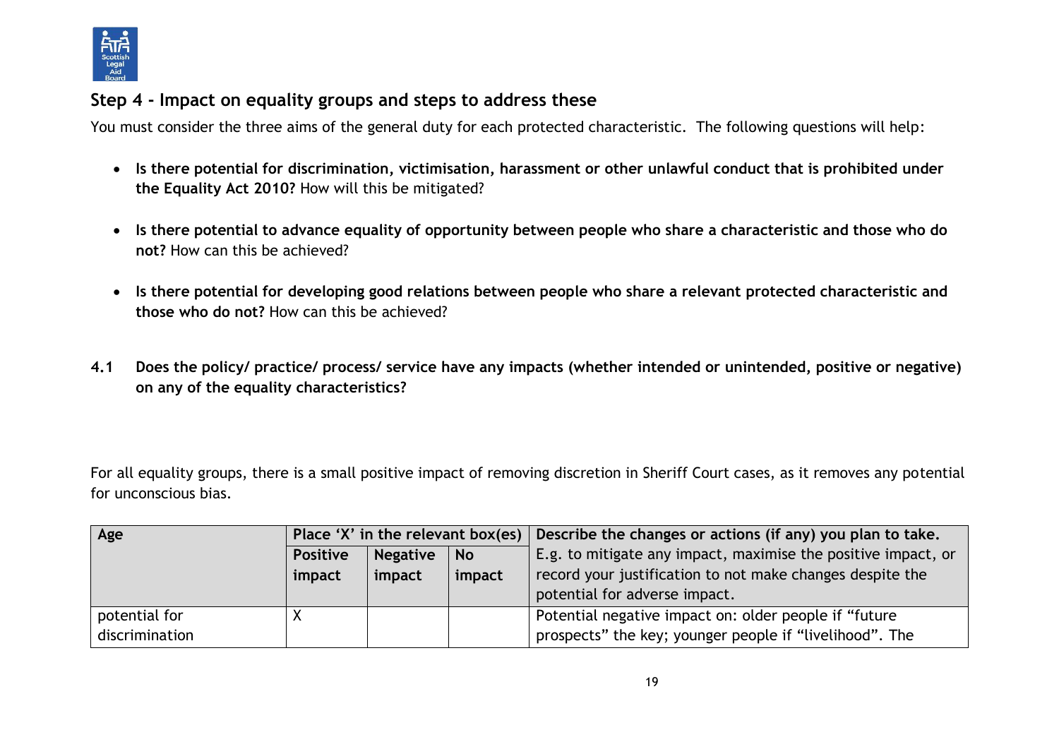## Step 4 - Impact on equality groups and steps to address these

You must consider the three aims of the general duty for each protected characteristic. The following questions will help:

- **Is there potential for discrimination, victimisation, harassment or other unlawful conduct that is prohibited under the Equality Act 2010?** How will this be mitigated?
- **Is there potential to advance equality of opportunity between people who share a characteristic and those who do not?** How can this be achieved?
- **Is there potential for developing good relations between people who share a relevant protected characteristic and those who do not?** How can this be achieved?

**4.1 Does the policy/ practice/ process/ service have any impacts (whether intended or unintended, positive or negative) on any of the equality characteristics?**

For all equality groups, there is a small positive impact of removing discretion in Sheriff Court cases, as it removes any potential for unconscious bias.

| Age | Place 'X' in the relevant box(es) | | | Describe the changes or actions (if any) you plan to take. E.g. to mitigate any impact, maximise the positive impact, or record your justification to not make changes despite the potential for adverse impact. |
|---|---|---|---|---|
| | **Positive impact** | **Negative impact** | **No impact** | |
| potential for discrimination | X | | | Potential negative impact on: older people if "future prospects" the key; younger people if "livelihood". The |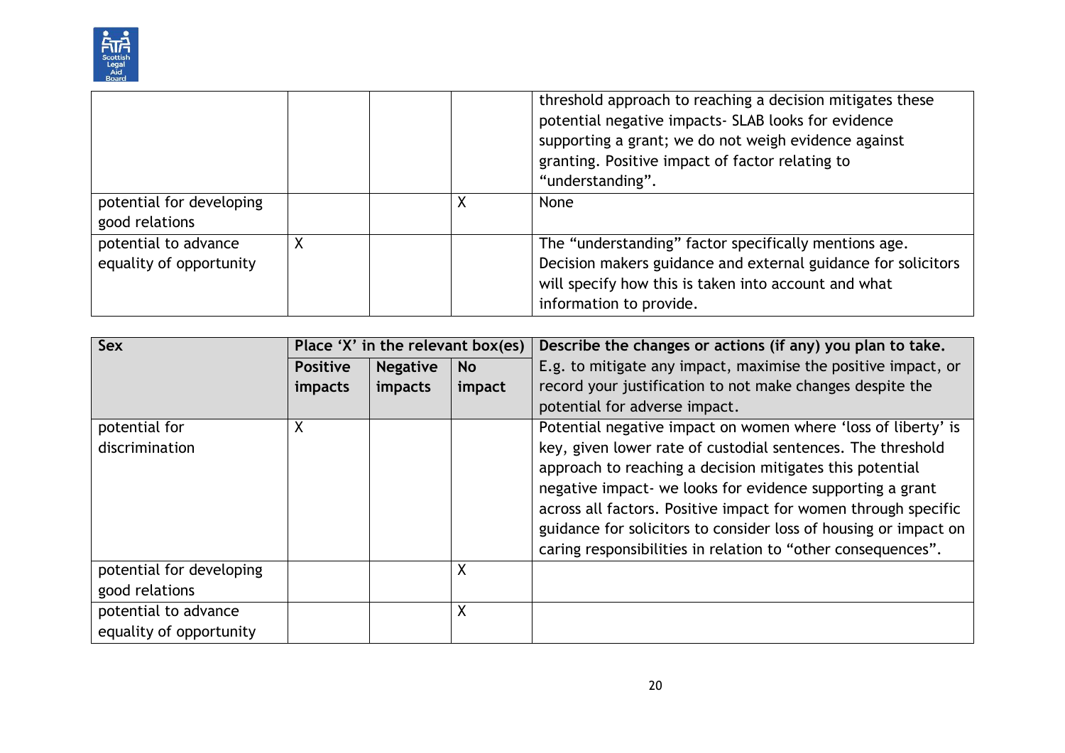| | | | | |
|---|---|---|---|---|
| | | | | threshold approach to reaching a decision mitigates these potential negative impacts- SLAB looks for evidence supporting a grant; we do not weigh evidence against granting. Positive impact of factor relating to "understanding". |
| potential for developing good relations | | | X | None |
| potential to advance equality of opportunity | X | | | The "understanding" factor specifically mentions age. Decision makers guidance and external guidance for solicitors will specify how this is taken into account and what information to provide. |

| **Sex** | **Place 'X' in the relevant box(es)** | | | **Describe the changes or actions (if any) you plan to take.** E.g. to mitigate any impact, maximise the positive impact, or record your justification to not make changes despite the potential for adverse impact. |
|---|---|---|---|---|
| | **Positive impacts** | **Negative impacts** | **No impact** | |
| potential for discrimination | X | | | Potential negative impact on women where 'loss of liberty' is key, given lower rate of custodial sentences. The threshold approach to reaching a decision mitigates this potential negative impact- we looks for evidence supporting a grant across all factors. Positive impact for women through specific guidance for solicitors to consider loss of housing or impact on caring responsibilities in relation to "other consequences". |
| potential for developing good relations | | | X | |
| potential to advance equality of opportunity | | | X | |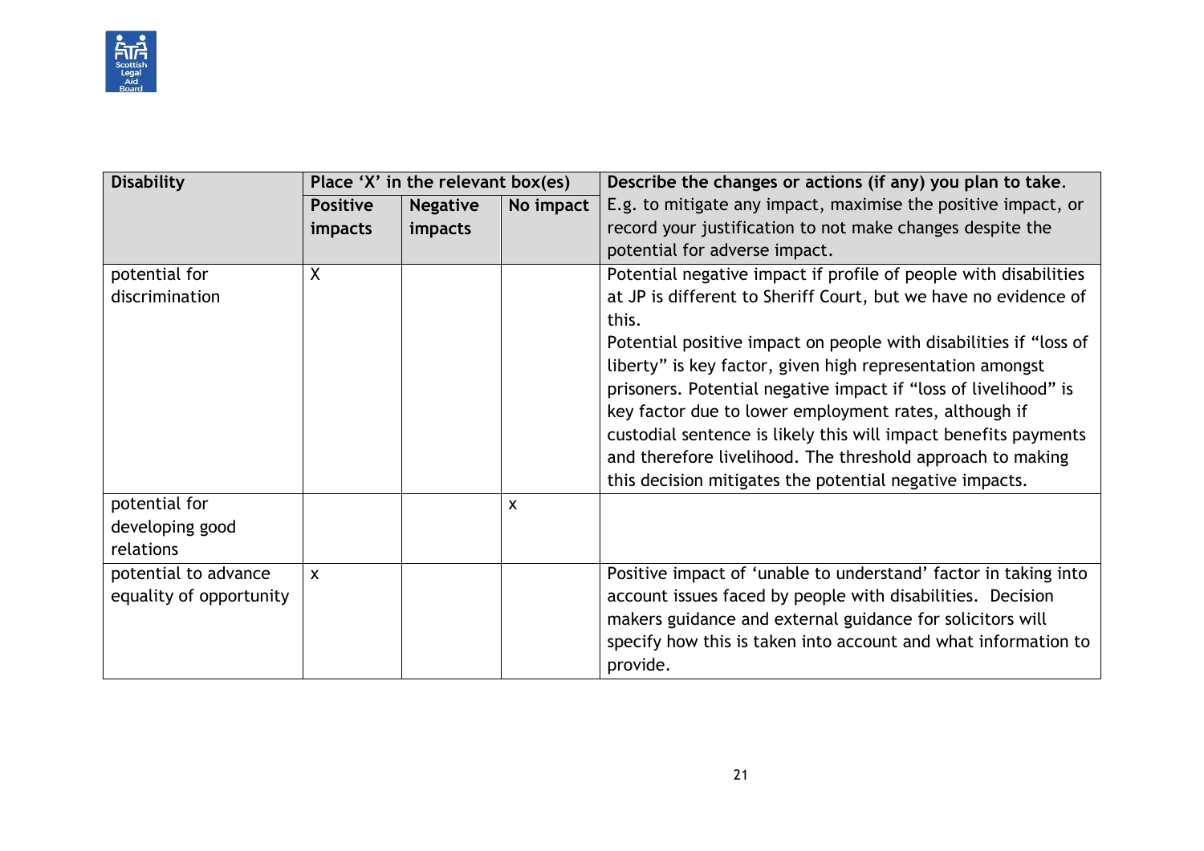| Disability | Place 'X' in the relevant box(es) | | | Describe the changes or actions (if any) you plan to take. E.g. to mitigate any impact, maximise the positive impact, or record your justification to not make changes despite the potential for adverse impact. |
|---|---|---|---|---|
| | **Positive impacts** | **Negative impacts** | **No impact** | |
| potential for discrimination | X | | | Potential negative impact if profile of people with disabilities at JP is different to Sheriff Court, but we have no evidence of this. Potential positive impact on people with disabilities if "loss of liberty" is key factor, given high representation amongst prisoners. Potential negative impact if "loss of livelihood" is key factor due to lower employment rates, although if custodial sentence is likely this will impact benefits payments and therefore livelihood. The threshold approach to making this decision mitigates the potential negative impacts. |
| potential for developing good relations | | | x | |
| potential to advance equality of opportunity | x | | | Positive impact of 'unable to understand' factor in taking into account issues faced by people with disabilities. Decision makers guidance and external guidance for solicitors will specify how this is taken into account and what information to provide. |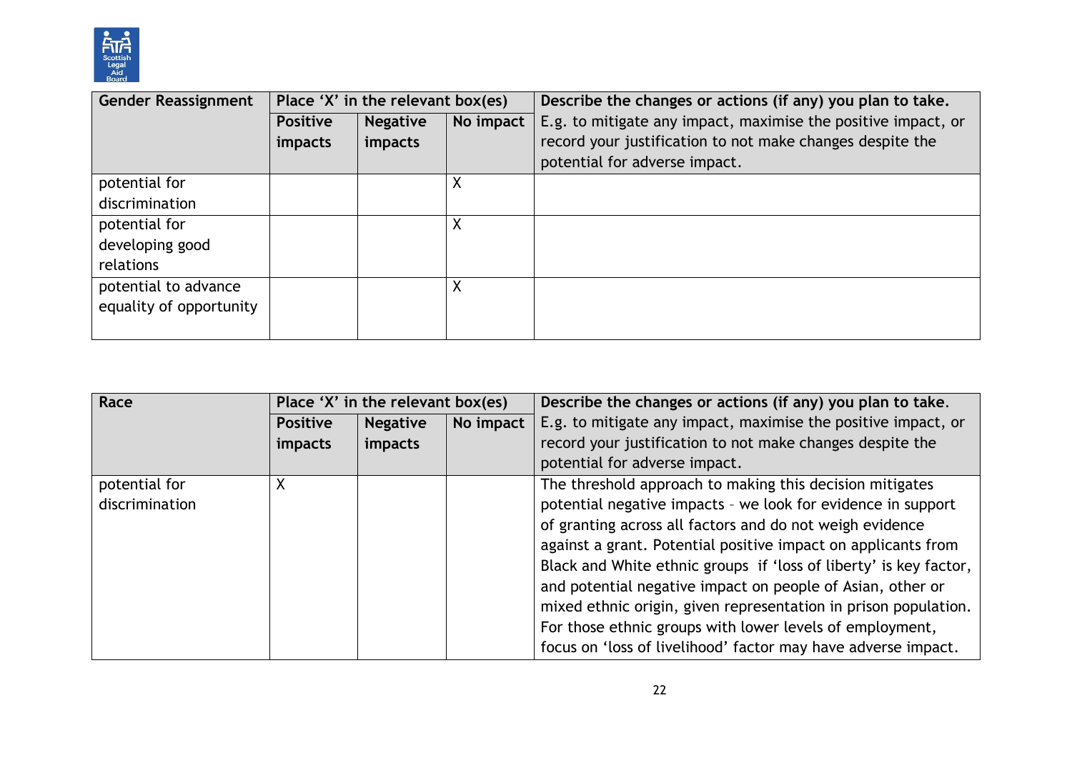| Gender Reassignment | Place 'X' in the relevant box(es) | | | Describe the changes or actions (if any) you plan to take. |
|---|---|---|---|---|
| | **Positive impacts** | **Negative impacts** | **No impact** | E.g. to mitigate any impact, maximise the positive impact, or record your justification to not make changes despite the potential for adverse impact. |
| potential for discrimination | | | X | |
| potential for developing good relations | | | X | |
| potential to advance equality of opportunity | | | X | |

| Race | Place 'X' in the relevant box(es) | | | Describe the changes or actions (if any) you plan to take. |
|---|---|---|---|---|
| | **Positive impacts** | **Negative impacts** | **No impact** | E.g. to mitigate any impact, maximise the positive impact, or record your justification to not make changes despite the potential for adverse impact. |
| potential for discrimination | X | | | The threshold approach to making this decision mitigates potential negative impacts – we look for evidence in support of granting across all factors and do not weigh evidence against a grant. Potential positive impact on applicants from Black and White ethnic groups if 'loss of liberty' is key factor, and potential negative impact on people of Asian, other or mixed ethnic origin, given representation in prison population. For those ethnic groups with lower levels of employment, focus on 'loss of livelihood' factor may have adverse impact. |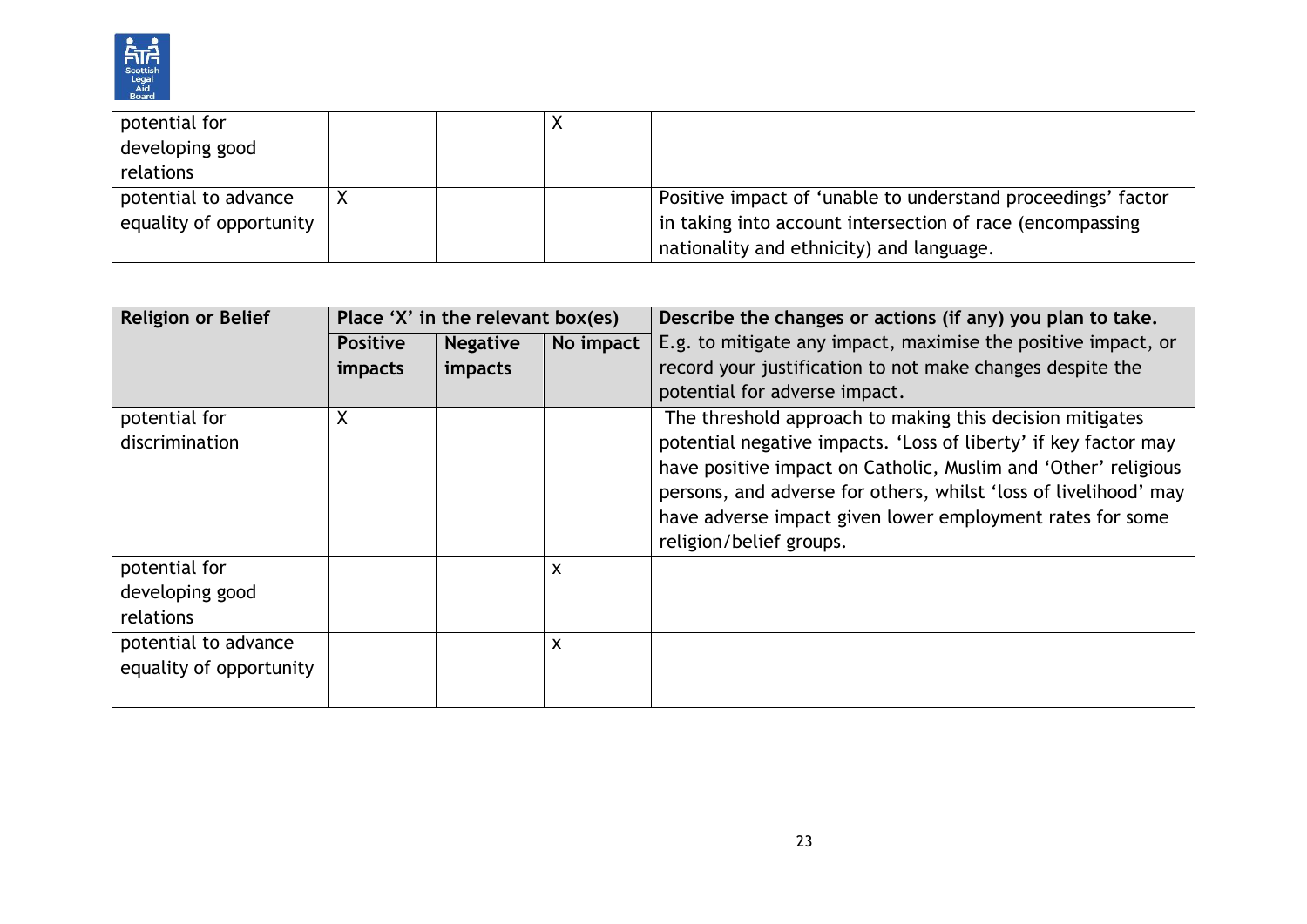| | | | | |
|---|---|---|---|---|
| potential for developing good relations | | | X | |
| potential to advance equality of opportunity | X | | | Positive impact of 'unable to understand proceedings' factor in taking into account intersection of race (encompassing nationality and ethnicity) and language. |

| Religion or Belief | Place 'X' in the relevant box(es) | | | Describe the changes or actions (if any) you plan to take. |
|---|---|---|---|---|
| | **Positive impacts** | **Negative impacts** | **No impact** | E.g. to mitigate any impact, maximise the positive impact, or record your justification to not make changes despite the potential for adverse impact. |
| potential for discrimination | X | | | The threshold approach to making this decision mitigates potential negative impacts. 'Loss of liberty' if key factor may have positive impact on Catholic, Muslim and 'Other' religious persons, and adverse for others, whilst 'loss of livelihood' may have adverse impact given lower employment rates for some religion/belief groups. |
| potential for developing good relations | | | x | |
| potential to advance equality of opportunity | | | x | |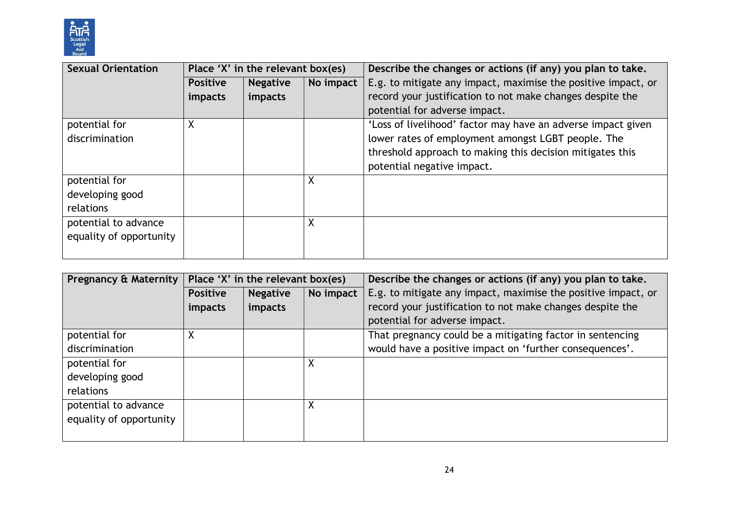| Sexual Orientation | Place 'X' in the relevant box(es) | | | Describe the changes or actions (if any) you plan to take. |
|---|---|---|---|---|
| | **Positive impacts** | **Negative impacts** | **No impact** | E.g. to mitigate any impact, maximise the positive impact, or record your justification to not make changes despite the potential for adverse impact. |
| potential for discrimination | X | | | 'Loss of livelihood' factor may have an adverse impact given lower rates of employment amongst LGBT people. The threshold approach to making this decision mitigates this potential negative impact. |
| potential for developing good relations | | | X | |
| potential to advance equality of opportunity | | | X | |

| Pregnancy & Maternity | Place 'X' in the relevant box(es) | | | Describe the changes or actions (if any) you plan to take. |
|---|---|---|---|---|
| | **Positive impacts** | **Negative impacts** | **No impact** | E.g. to mitigate any impact, maximise the positive impact, or record your justification to not make changes despite the potential for adverse impact. |
| potential for discrimination | X | | | That pregnancy could be a mitigating factor in sentencing would have a positive impact on 'further consequences'. |
| potential for developing good relations | | | X | |
| potential to advance equality of opportunity | | | X | |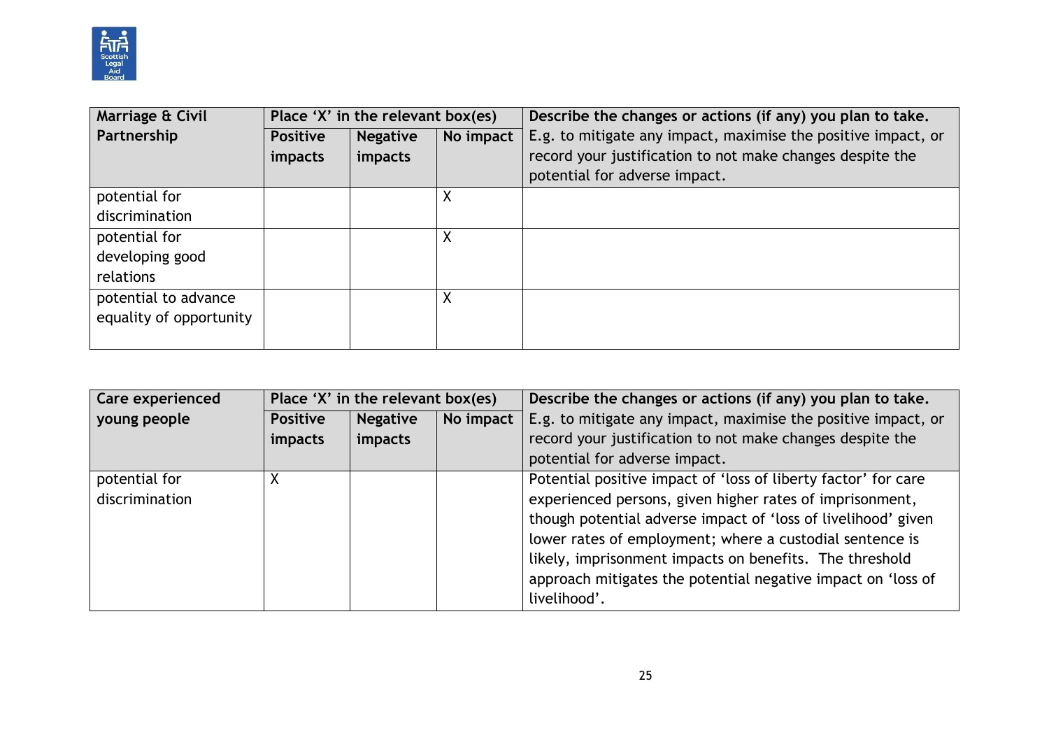| Marriage & Civil Partnership | Place 'X' in the relevant box(es) | | | Describe the changes or actions (if any) you plan to take. E.g. to mitigate any impact, maximise the positive impact, or record your justification to not make changes despite the potential for adverse impact. |
|---|---|---|---|---|
| | Positive impacts | Negative impacts | No impact | |
| potential for discrimination | | | X | |
| potential for developing good relations | | | X | |
| potential to advance equality of opportunity | | | X | |

| Care experienced young people | Place 'X' in the relevant box(es) | | | Describe the changes or actions (if any) you plan to take. E.g. to mitigate any impact, maximise the positive impact, or record your justification to not make changes despite the potential for adverse impact. |
|---|---|---|---|---|
| | Positive impacts | Negative impacts | No impact | |
| potential for discrimination | X | | | Potential positive impact of 'loss of liberty factor' for care experienced persons, given higher rates of imprisonment, though potential adverse impact of 'loss of livelihood' given lower rates of employment; where a custodial sentence is likely, imprisonment impacts on benefits. The threshold approach mitigates the potential negative impact on 'loss of livelihood'. |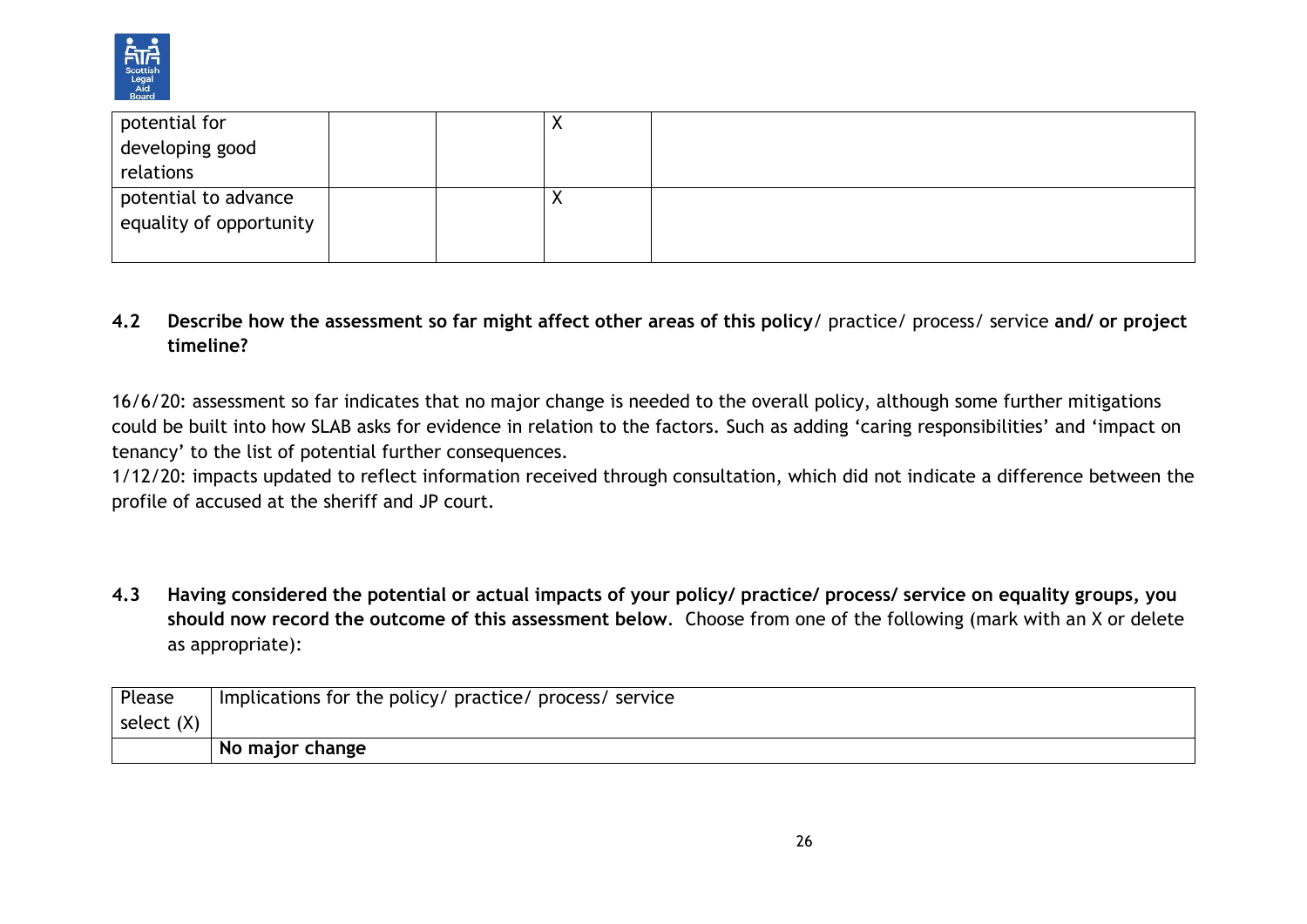| | | | | |
|---|---|---|---|---|
| potential for developing good relations | | | X | |
| potential to advance equality of opportunity | | | X | |

**4.2 Describe how the assessment so far might affect other areas of this policy**/ practice/ process/ service **and/ or project timeline?**

16/6/20: assessment so far indicates that no major change is needed to the overall policy, although some further mitigations could be built into how SLAB asks for evidence in relation to the factors. Such as adding 'caring responsibilities' and 'impact on tenancy' to the list of potential further consequences.
1/12/20: impacts updated to reflect information received through consultation, which did not indicate a difference between the profile of accused at the sheriff and JP court.

**4.3 Having considered the potential or actual impacts of your policy/ practice/ process/ service on equality groups, you should now record the outcome of this assessment below**. Choose from one of the following (mark with an X or delete as appropriate):

| Please select (X) | Implications for the policy/ practice/ process/ service |
|---|---|
| | **No major change** |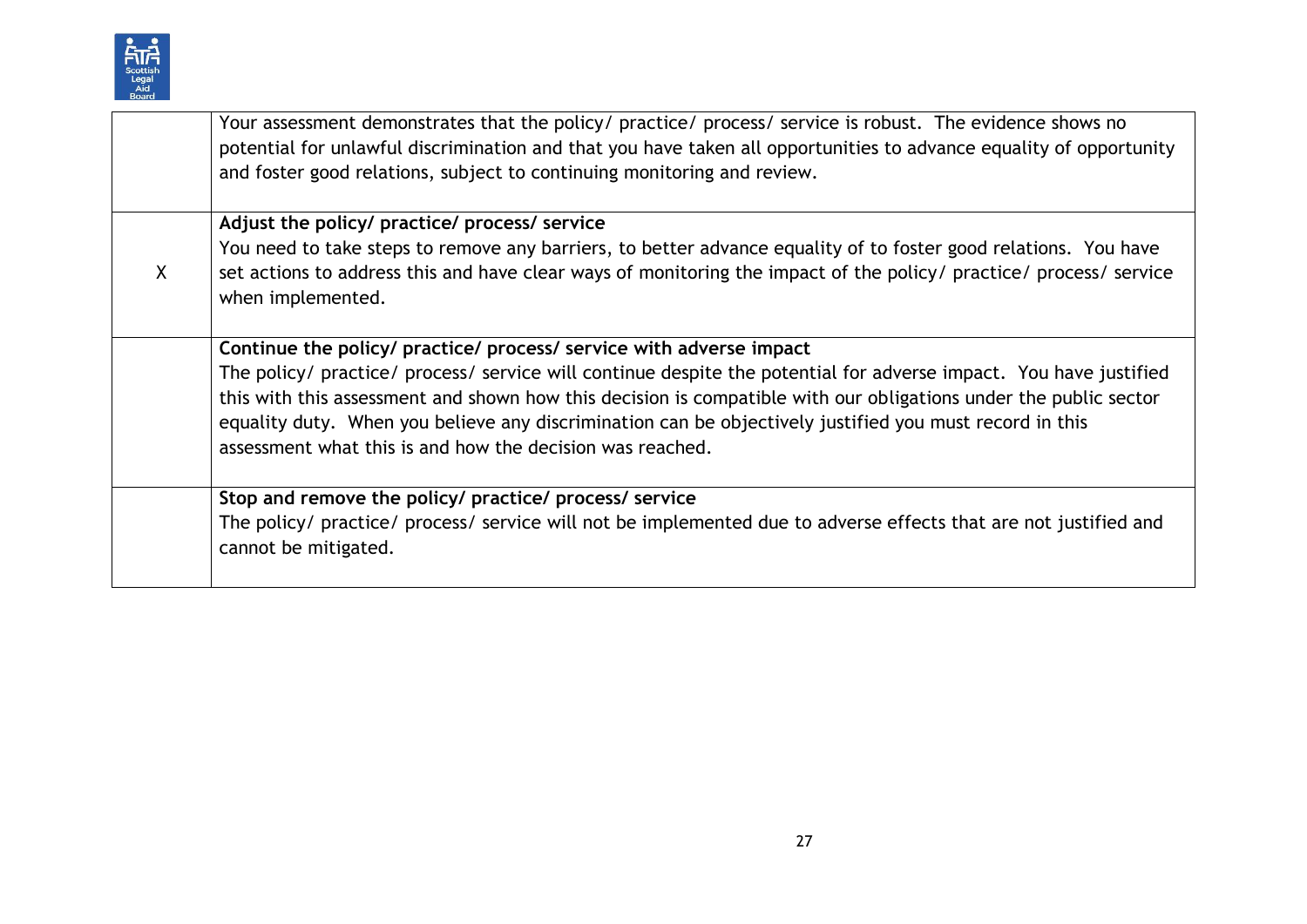| | |
|---|---|
| | Your assessment demonstrates that the policy/ practice/ process/ service is robust. The evidence shows no potential for unlawful discrimination and that you have taken all opportunities to advance equality of opportunity and foster good relations, subject to continuing monitoring and review. |
| X | **Adjust the policy/ practice/ process/ service**<br>You need to take steps to remove any barriers, to better advance equality of to foster good relations. You have set actions to address this and have clear ways of monitoring the impact of the policy/ practice/ process/ service when implemented. |
| | **Continue the policy/ practice/ process/ service with adverse impact**<br>The policy/ practice/ process/ service will continue despite the potential for adverse impact. You have justified this with this assessment and shown how this decision is compatible with our obligations under the public sector equality duty. When you believe any discrimination can be objectively justified you must record in this assessment what this is and how the decision was reached. |
| | **Stop and remove the policy/ practice/ process/ service**<br>The policy/ practice/ process/ service will not be implemented due to adverse effects that are not justified and cannot be mitigated. |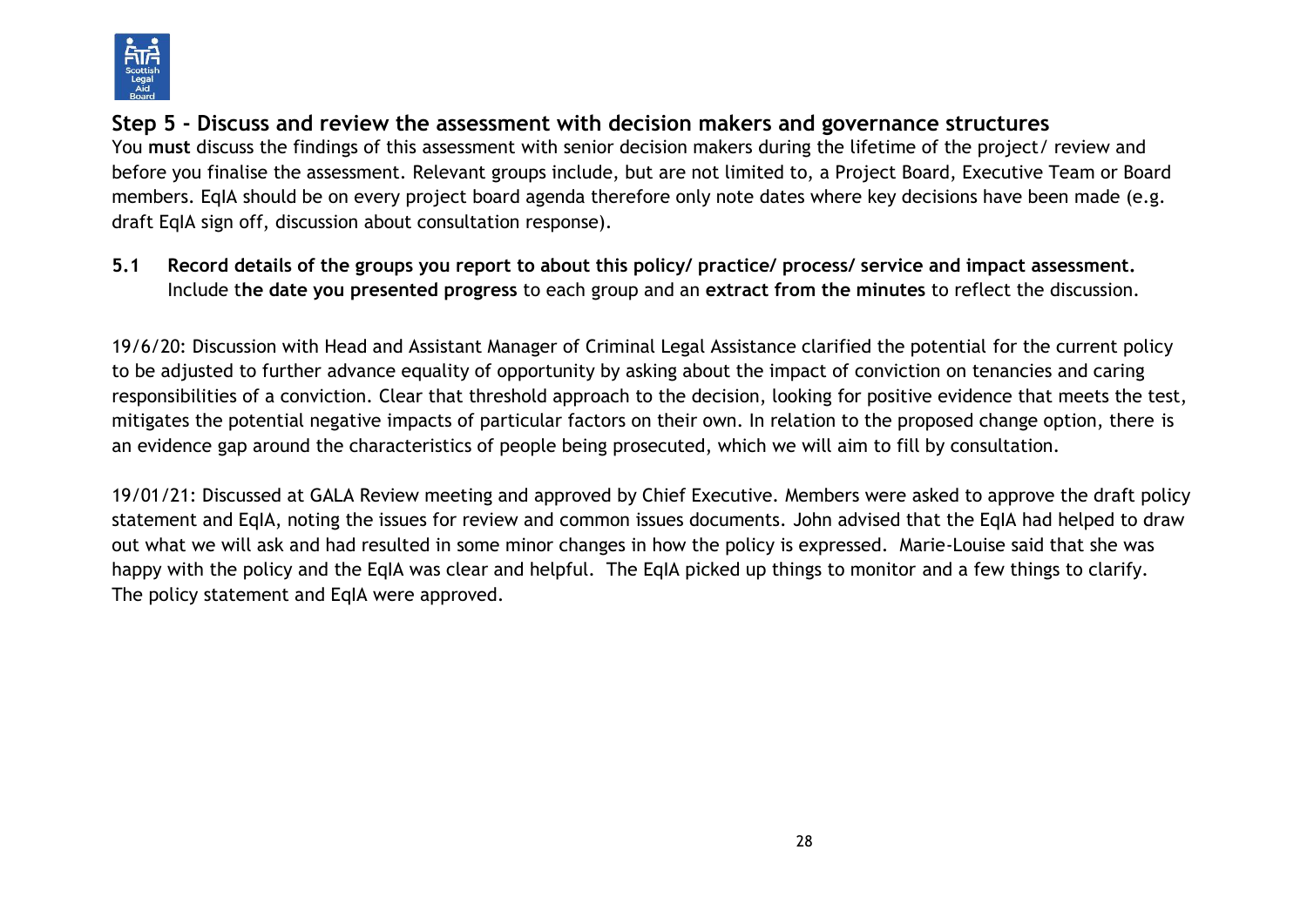## Step 5 - Discuss and review the assessment with decision makers and governance structures

You **must** discuss the findings of this assessment with senior decision makers during the lifetime of the project/ review and before you finalise the assessment. Relevant groups include, but are not limited to, a Project Board, Executive Team or Board members. EqIA should be on every project board agenda therefore only note dates where key decisions have been made (e.g. draft EqIA sign off, discussion about consultation response).

**5.1 Record details of the groups you report to about this policy/ practice/ process/ service and impact assessment.** Include t**he date you presented progress** to each group and an **extract from the minutes** to reflect the discussion.

19/6/20: Discussion with Head and Assistant Manager of Criminal Legal Assistance clarified the potential for the current policy to be adjusted to further advance equality of opportunity by asking about the impact of conviction on tenancies and caring responsibilities of a conviction. Clear that threshold approach to the decision, looking for positive evidence that meets the test, mitigates the potential negative impacts of particular factors on their own. In relation to the proposed change option, there is an evidence gap around the characteristics of people being prosecuted, which we will aim to fill by consultation.

19/01/21: Discussed at GALA Review meeting and approved by Chief Executive. Members were asked to approve the draft policy statement and EqIA, noting the issues for review and common issues documents. John advised that the EqIA had helped to draw out what we will ask and had resulted in some minor changes in how the policy is expressed. Marie-Louise said that she was happy with the policy and the EqIA was clear and helpful. The EqIA picked up things to monitor and a few things to clarify. The policy statement and EqIA were approved.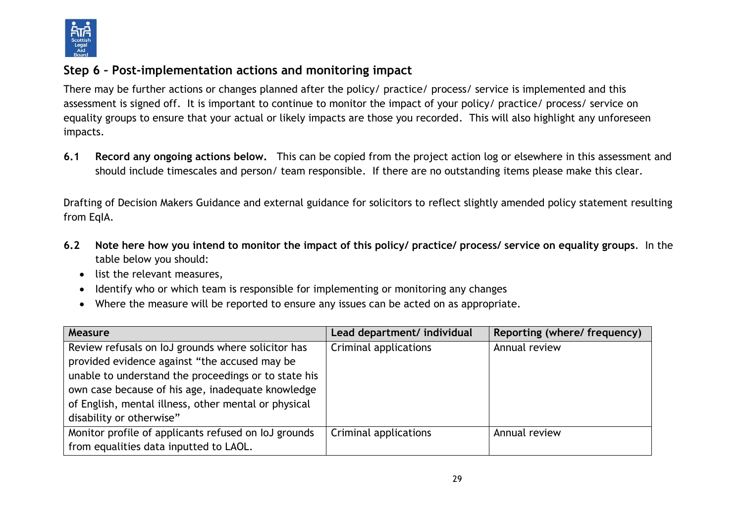## Step 6 – Post-implementation actions and monitoring impact

There may be further actions or changes planned after the policy/ practice/ process/ service is implemented and this assessment is signed off. It is important to continue to monitor the impact of your policy/ practice/ process/ service on equality groups to ensure that your actual or likely impacts are those you recorded. This will also highlight any unforeseen impacts.

**6.1 Record any ongoing actions below.** This can be copied from the project action log or elsewhere in this assessment and should include timescales and person/ team responsible. If there are no outstanding items please make this clear.

Drafting of Decision Makers Guidance and external guidance for solicitors to reflect slightly amended policy statement resulting from EqIA.

**6.2 Note here how you intend to monitor the impact of this policy/ practice/ process/ service on equality groups**. In the table below you should:

- list the relevant measures,
- Identify who or which team is responsible for implementing or monitoring any changes
- Where the measure will be reported to ensure any issues can be acted on as appropriate.

| Measure | Lead department/ individual | Reporting (where/ frequency) |
|---|---|---|
| Review refusals on IoJ grounds where solicitor has provided evidence against "the accused may be unable to understand the proceedings or to state his own case because of his age, inadequate knowledge of English, mental illness, other mental or physical disability or otherwise" | Criminal applications | Annual review |
| Monitor profile of applicants refused on IoJ grounds from equalities data inputted to LAOL. | Criminal applications | Annual review |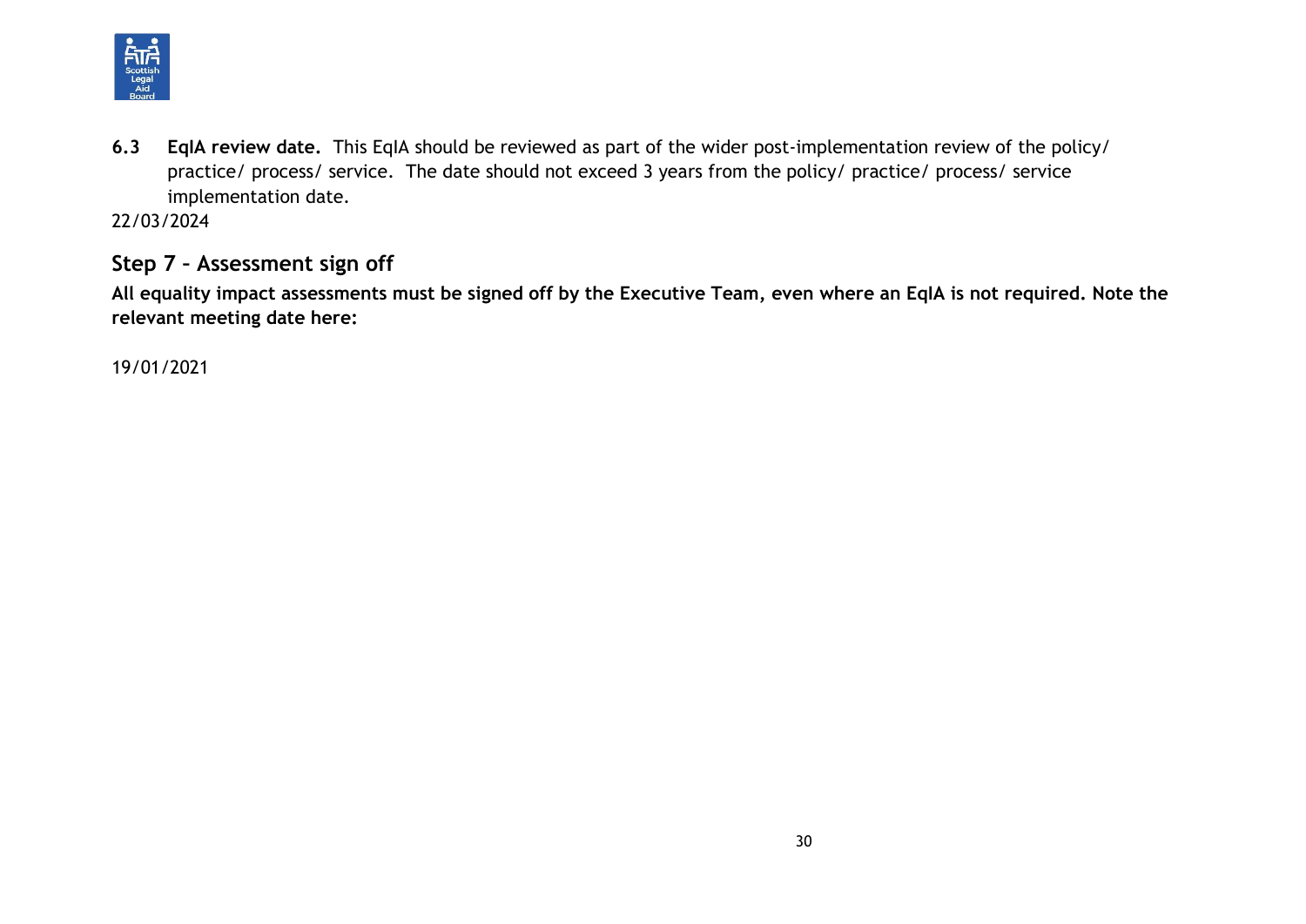**6.3 EqIA review date.** This EqIA should be reviewed as part of the wider post-implementation review of the policy/ practice/ process/ service. The date should not exceed 3 years from the policy/ practice/ process/ service implementation date.

22/03/2024

## Step 7 – Assessment sign off

**All equality impact assessments must be signed off by the Executive Team, even where an EqIA is not required. Note the relevant meeting date here:**

19/01/2021